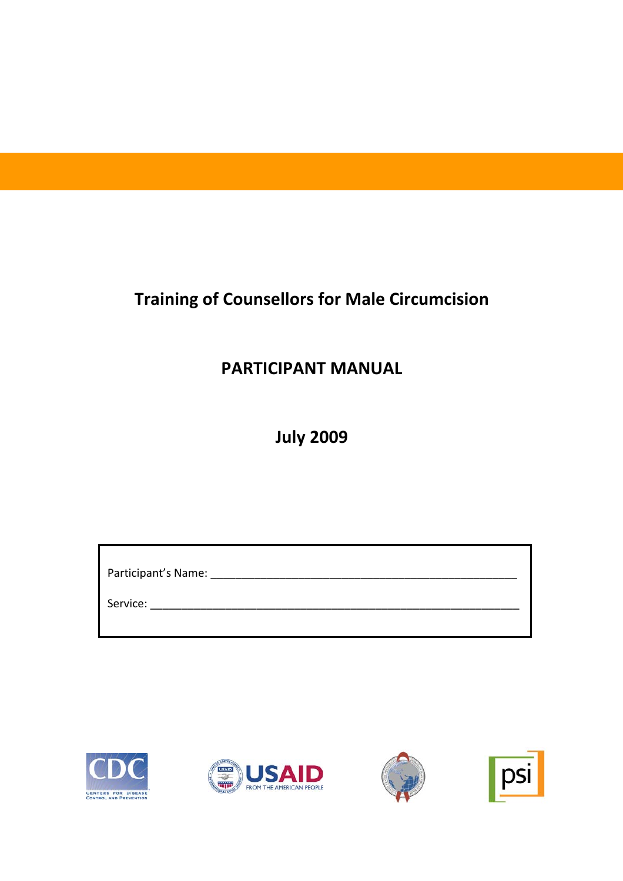# Training of Counsellors for Male Circumcision

## PARTICIPANT MANUAL

## July 2009

Participant's Name: ______________________________________________________

Service: ______________________________________________________________

CDC CENTERS FOR DISEASE CONTROL AND PREVENTION

USAID FROM THE AMERICAN PEOPLE

psi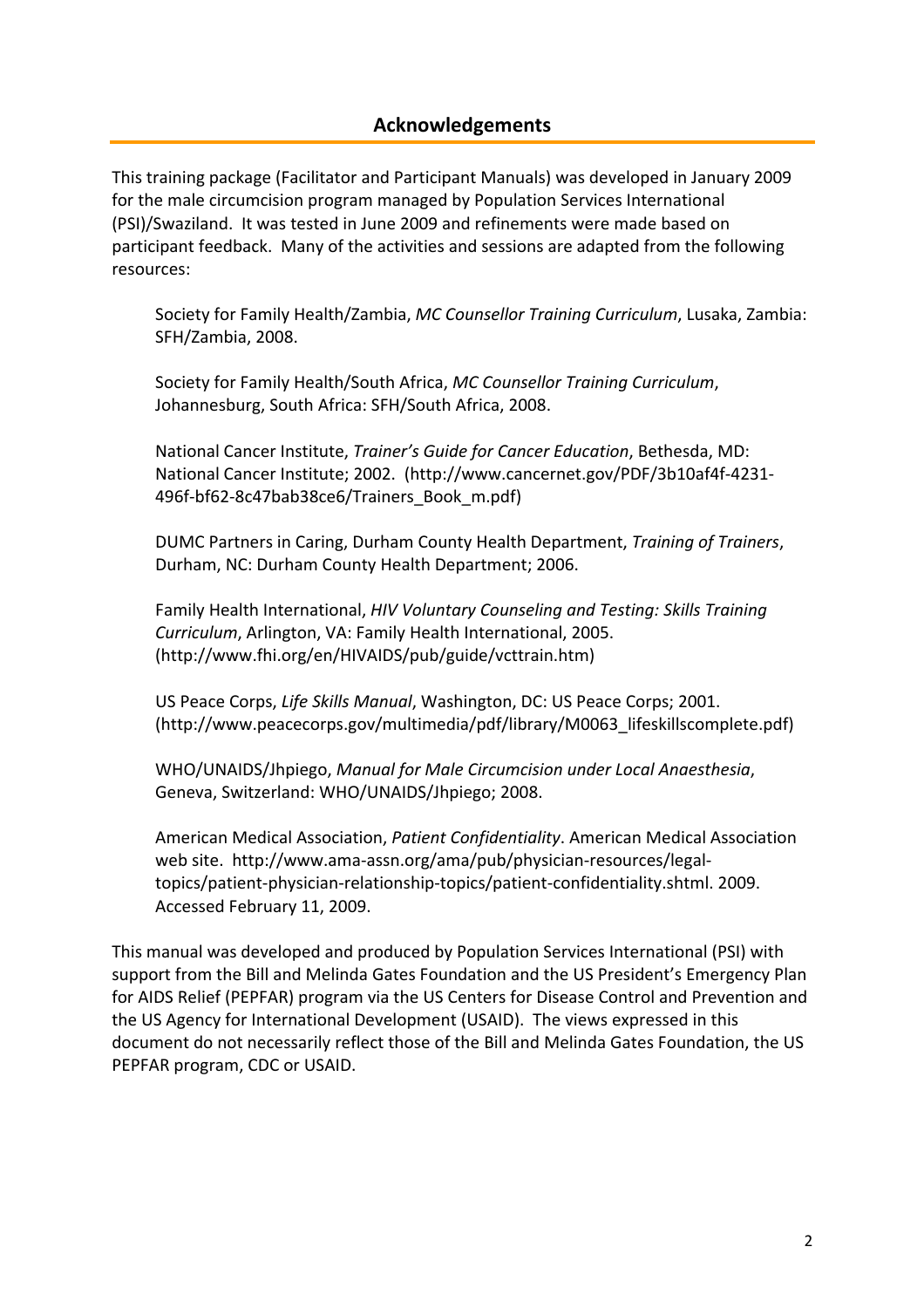## Acknowledgements

This training package (Facilitator and Participant Manuals) was developed in January 2009 for the male circumcision program managed by Population Services International (PSI)/Swaziland. It was tested in June 2009 and refinements were made based on participant feedback. Many of the activities and sessions are adapted from the following resources:

Society for Family Health/Zambia, *MC Counsellor Training Curriculum*, Lusaka, Zambia: SFH/Zambia, 2008.

Society for Family Health/South Africa, *MC Counsellor Training Curriculum*, Johannesburg, South Africa: SFH/South Africa, 2008.

National Cancer Institute, *Trainer's Guide for Cancer Education*, Bethesda, MD: National Cancer Institute; 2002. (http://www.cancernet.gov/PDF/3b10af4f-4231-496f-bf62-8c47bab38ce6/Trainers_Book_m.pdf)

DUMC Partners in Caring, Durham County Health Department, *Training of Trainers*, Durham, NC: Durham County Health Department; 2006.

Family Health International, *HIV Voluntary Counseling and Testing: Skills Training Curriculum*, Arlington, VA: Family Health International, 2005. (http://www.fhi.org/en/HIVAIDS/pub/guide/vcttrain.htm)

US Peace Corps, *Life Skills Manual*, Washington, DC: US Peace Corps; 2001. (http://www.peacecorps.gov/multimedia/pdf/library/M0063_lifeskillscomplete.pdf)

WHO/UNAIDS/Jhpiego, *Manual for Male Circumcision under Local Anaesthesia*, Geneva, Switzerland: WHO/UNAIDS/Jhpiego; 2008.

American Medical Association, *Patient Confidentiality*. American Medical Association web site. http://www.ama-assn.org/ama/pub/physician-resources/legal-topics/patient-physician-relationship-topics/patient-confidentiality.shtml. 2009. Accessed February 11, 2009.

This manual was developed and produced by Population Services International (PSI) with support from the Bill and Melinda Gates Foundation and the US President's Emergency Plan for AIDS Relief (PEPFAR) program via the US Centers for Disease Control and Prevention and the US Agency for International Development (USAID). The views expressed in this document do not necessarily reflect those of the Bill and Melinda Gates Foundation, the US PEPFAR program, CDC or USAID.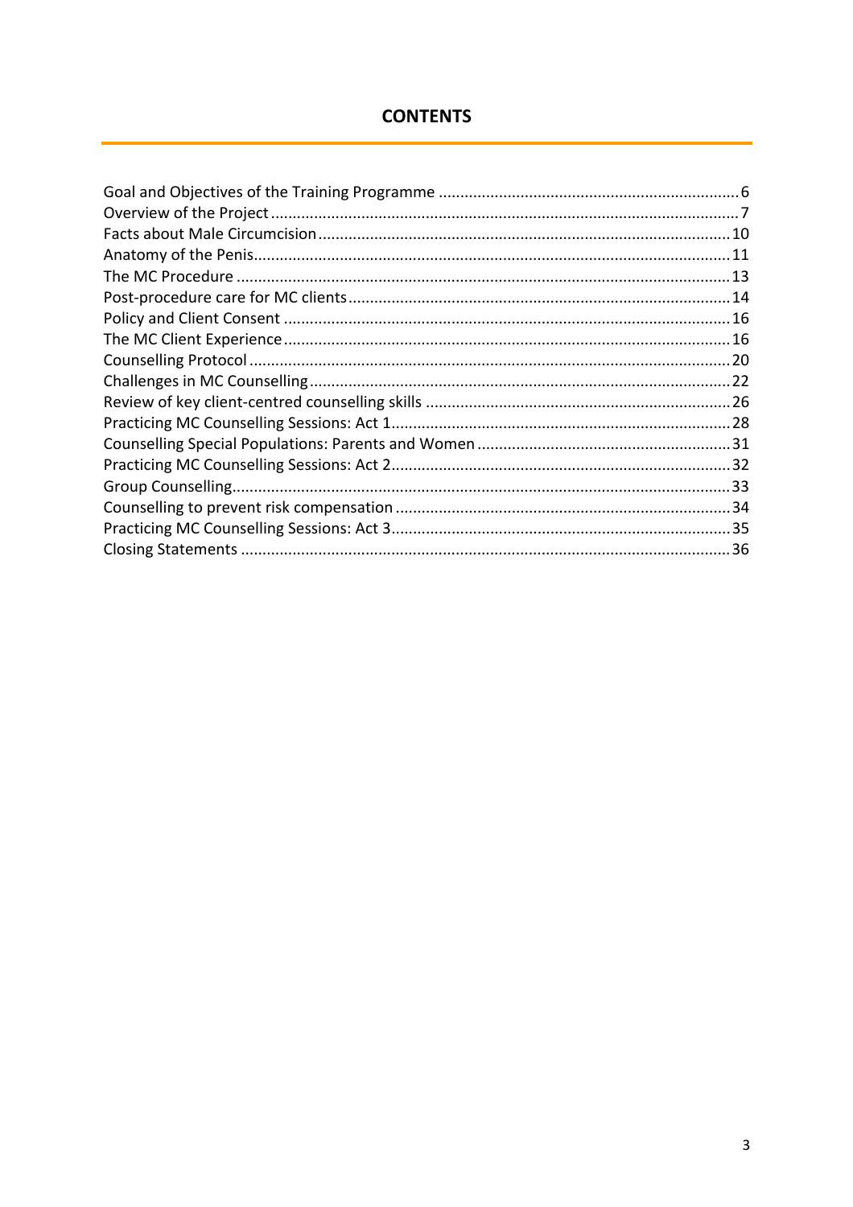## CONTENTS

| | |
|---|---|
| Goal and Objectives of the Training Programme | 6 |
| Overview of the Project | 7 |
| Facts about Male Circumcision | 10 |
| Anatomy of the Penis | 11 |
| The MC Procedure | 13 |
| Post-procedure care for MC clients | 14 |
| Policy and Client Consent | 16 |
| The MC Client Experience | 16 |
| Counselling Protocol | 20 |
| Challenges in MC Counselling | 22 |
| Review of key client-centred counselling skills | 26 |
| Practicing MC Counselling Sessions: Act 1 | 28 |
| Counselling Special Populations: Parents and Women | 31 |
| Practicing MC Counselling Sessions: Act 2 | 32 |
| Group Counselling | 33 |
| Counselling to prevent risk compensation | 34 |
| Practicing MC Counselling Sessions: Act 3 | 35 |
| Closing Statements | 36 |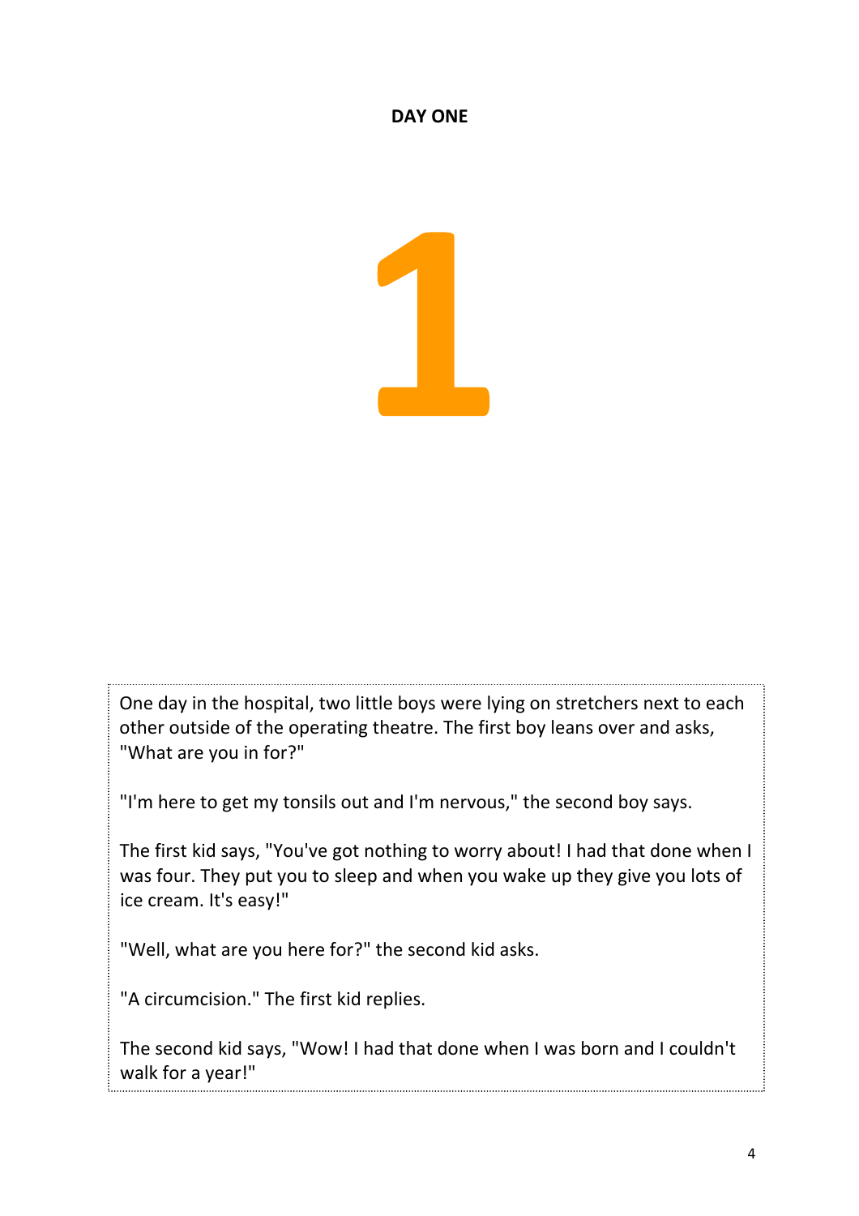**DAY ONE**

# 1

One day in the hospital, two little boys were lying on stretchers next to each other outside of the operating theatre. The first boy leans over and asks, "What are you in for?"

"I'm here to get my tonsils out and I'm nervous," the second boy says.

The first kid says, "You've got nothing to worry about! I had that done when I was four. They put you to sleep and when you wake up they give you lots of ice cream. It's easy!"

"Well, what are you here for?" the second kid asks.

"A circumcision." The first kid replies.

The second kid says, "Wow! I had that done when I was born and I couldn't walk for a year!"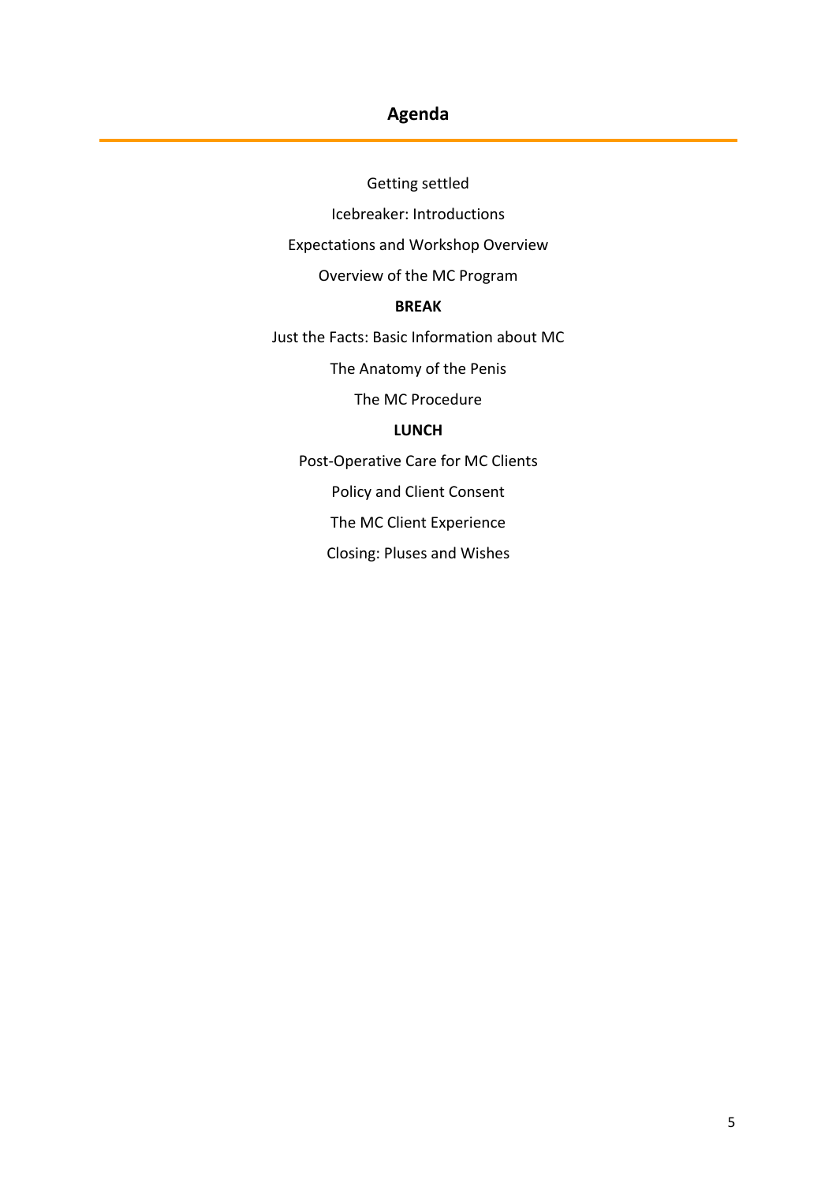# Agenda

Getting settled

Icebreaker: Introductions

Expectations and Workshop Overview

Overview of the MC Program

**BREAK**

Just the Facts: Basic Information about MC

The Anatomy of the Penis

The MC Procedure

**LUNCH**

Post-Operative Care for MC Clients

Policy and Client Consent

The MC Client Experience

Closing: Pluses and Wishes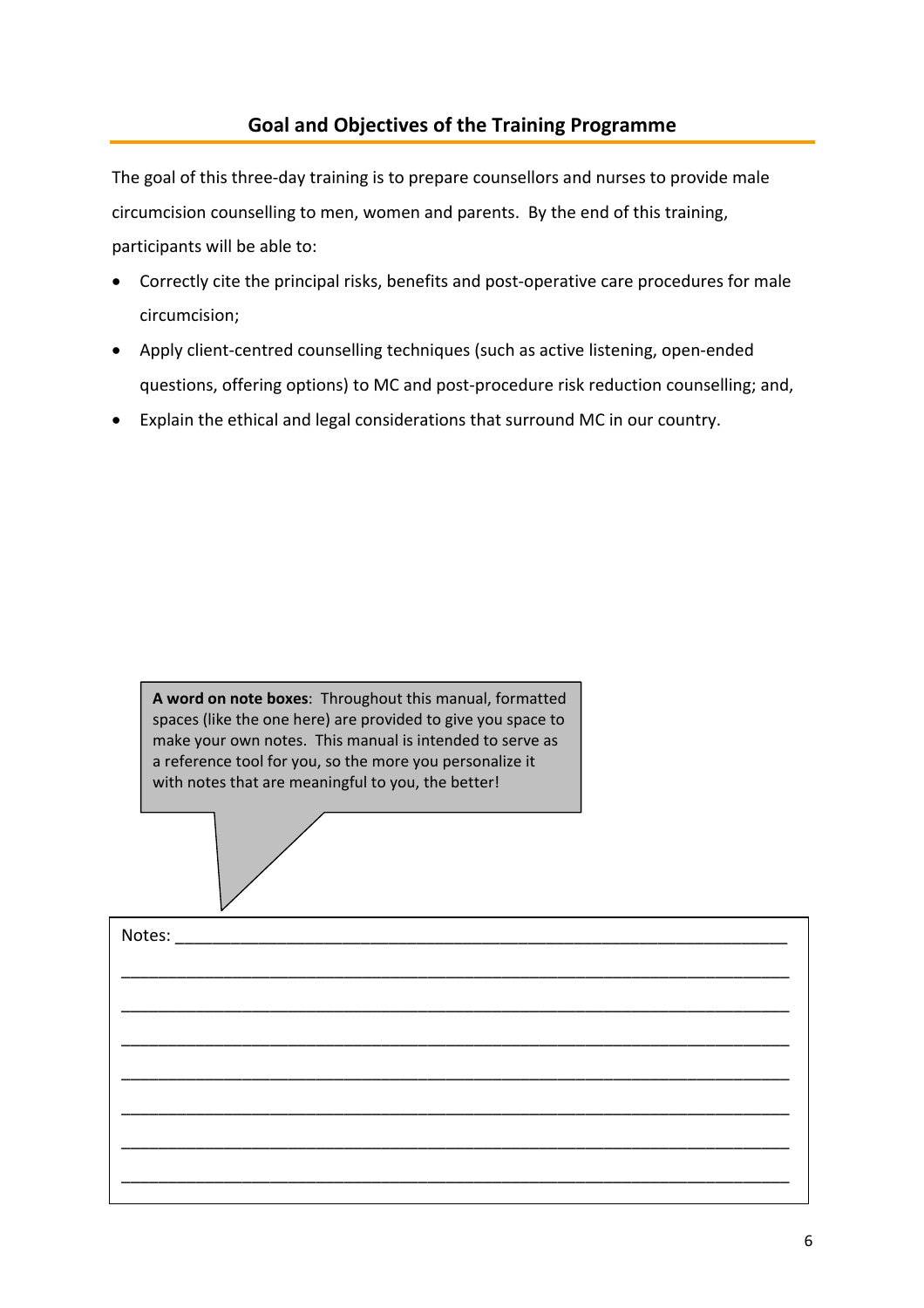## Goal and Objectives of the Training Programme

The goal of this three-day training is to prepare counsellors and nurses to provide male circumcision counselling to men, women and parents. By the end of this training, participants will be able to:

- Correctly cite the principal risks, benefits and post-operative care procedures for male circumcision;
- Apply client-centred counselling techniques (such as active listening, open-ended questions, offering options) to MC and post-procedure risk reduction counselling; and,
- Explain the ethical and legal considerations that surround MC in our country.

> **A word on note boxes**: Throughout this manual, formatted spaces (like the one here) are provided to give you space to make your own notes. This manual is intended to serve as a reference tool for you, so the more you personalize it with notes that are meaningful to you, the better!

Notes: ______________________________________________________________________

______________________________________________________________________

______________________________________________________________________

______________________________________________________________________

______________________________________________________________________

______________________________________________________________________

______________________________________________________________________

______________________________________________________________________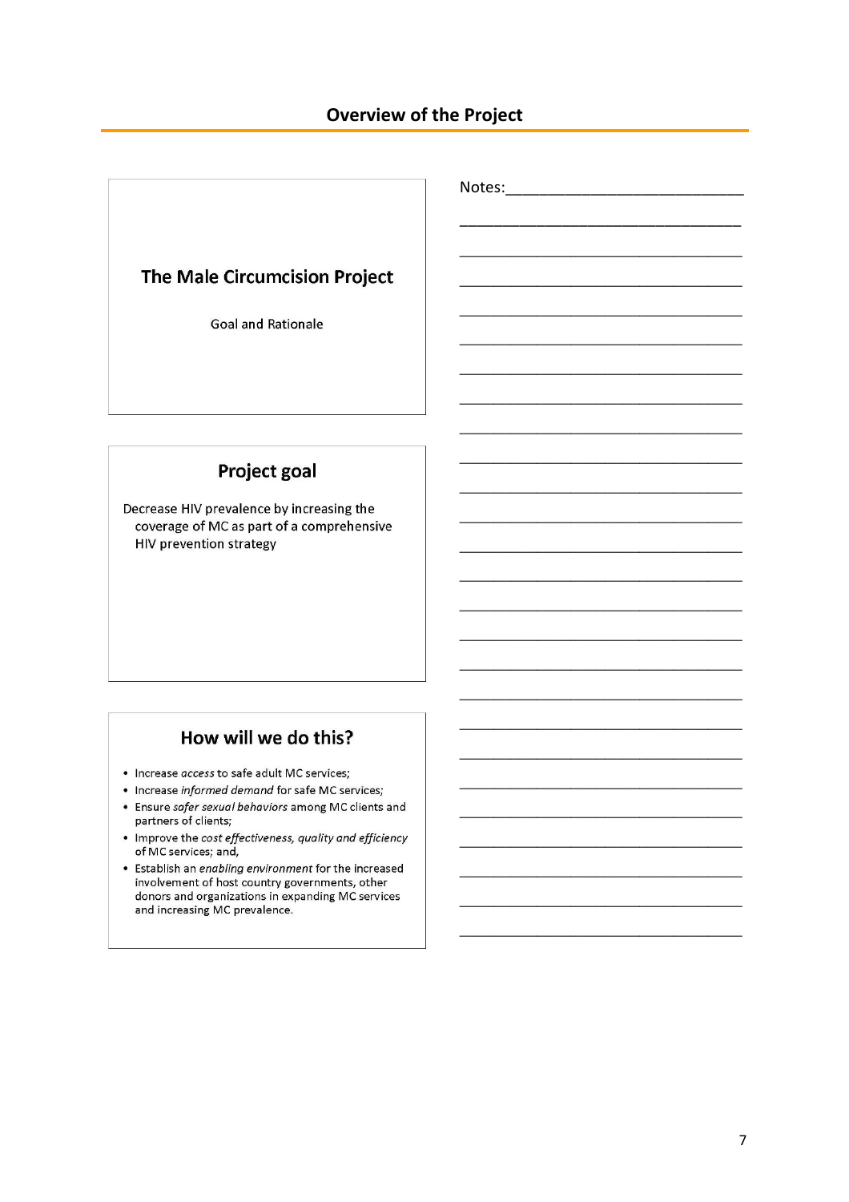# Overview of the Project

## The Male Circumcision Project

Goal and Rationale

## Project goal

Decrease HIV prevalence by increasing the coverage of MC as part of a comprehensive HIV prevention strategy

## How will we do this?

- Increase *access* to safe adult MC services;
- Increase *informed demand* for safe MC services;
- Ensure *safer sexual behaviors* among MC clients and partners of clients;
- Improve the *cost effectiveness, quality and efficiency* of MC services; and,
- Establish an *enabling environment* for the increased involvement of host country governments, other donors and organizations in expanding MC services and increasing MC prevalence.

Notes: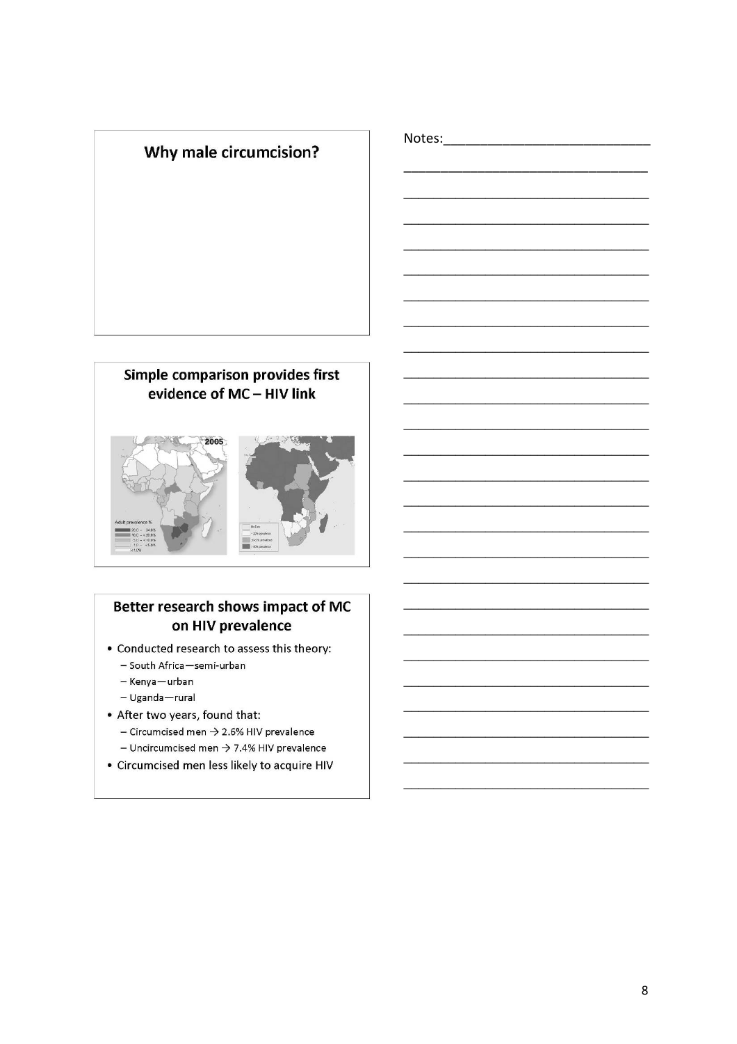## Why male circumcision?

## Simple comparison provides first evidence of MC – HIV link

2005

Adult prevalence %

- 20.0 – 34.0%
- 10.0 – <20.0%
- 5.0 – <10.0%
- 1.0 – <5.0%
- <1.0%

## Better research shows impact of MC on HIV prevalence

- Conducted research to assess this theory:
  - South Africa—semi-urban
  - Kenya—urban
  - Uganda—rural
- After two years, found that:
  - Circumcised men → 2.6% HIV prevalence
  - Uncircumcised men → 7.4% HIV prevalence
- Circumcised men less likely to acquire HIV

Notes: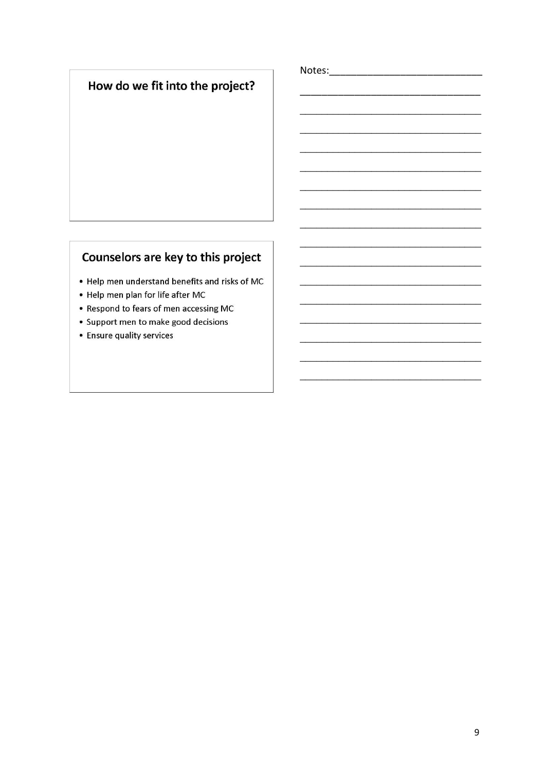## How do we fit into the project?

## Counselors are key to this project

- Help men understand benefits and risks of MC
- Help men plan for life after MC
- Respond to fears of men accessing MC
- Support men to make good decisions
- Ensure quality services

Notes:___________________________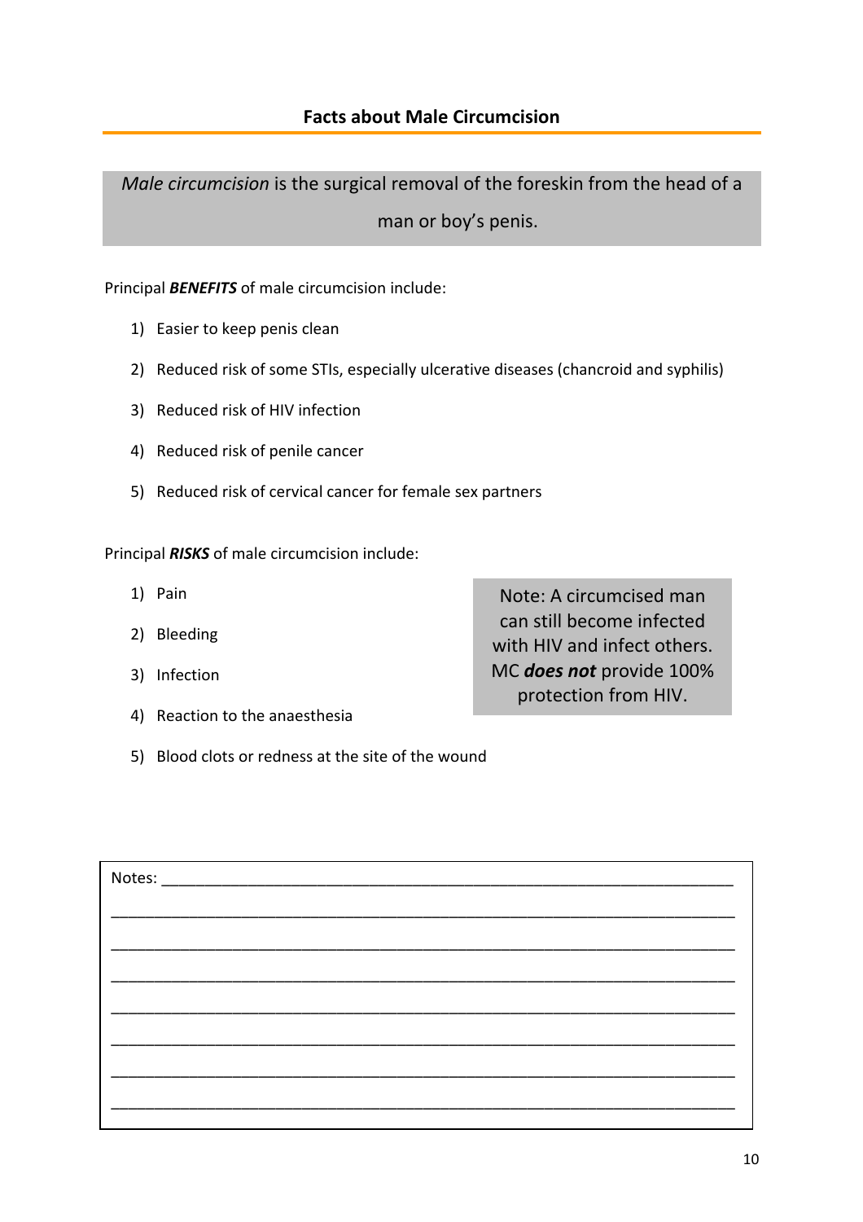## Facts about Male Circumcision

*Male circumcision* is the surgical removal of the foreskin from the head of a man or boy's penis.

Principal ***BENEFITS*** of male circumcision include:

1) Easier to keep penis clean
2) Reduced risk of some STIs, especially ulcerative diseases (chancroid and syphilis)
3) Reduced risk of HIV infection
4) Reduced risk of penile cancer
5) Reduced risk of cervical cancer for female sex partners

Principal ***RISKS*** of male circumcision include:

1) Pain
2) Bleeding
3) Infection
4) Reaction to the anaesthesia
5) Blood clots or redness at the site of the wound

Note: A circumcised man can still become infected with HIV and infect others. MC ***does not*** provide 100% protection from HIV.

Notes: ____________________________________________________________________

_________________________________________________________________________

_________________________________________________________________________

_________________________________________________________________________

_________________________________________________________________________

_________________________________________________________________________

_________________________________________________________________________

_________________________________________________________________________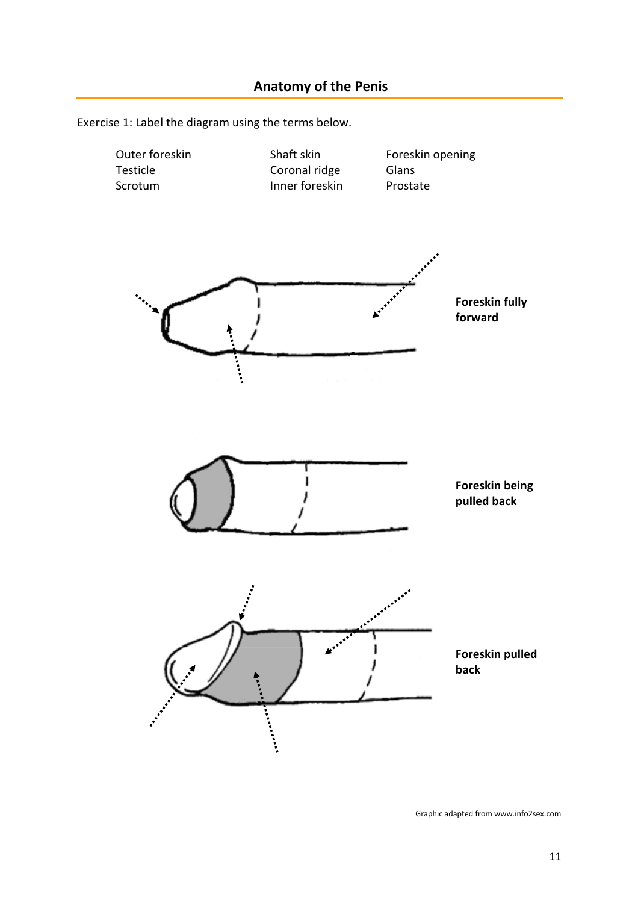## Anatomy of the Penis

Exercise 1: Label the diagram using the terms below.

| | | |
|---|---|---|
| Outer foreskin | Shaft skin | Foreskin opening |
| Testicle | Coronal ridge | Glans |
| Scrotum | Inner foreskin | Prostate |

**Foreskin fully forward**

**Foreskin being pulled back**

**Foreskin pulled back**

Graphic adapted from www.info2sex.com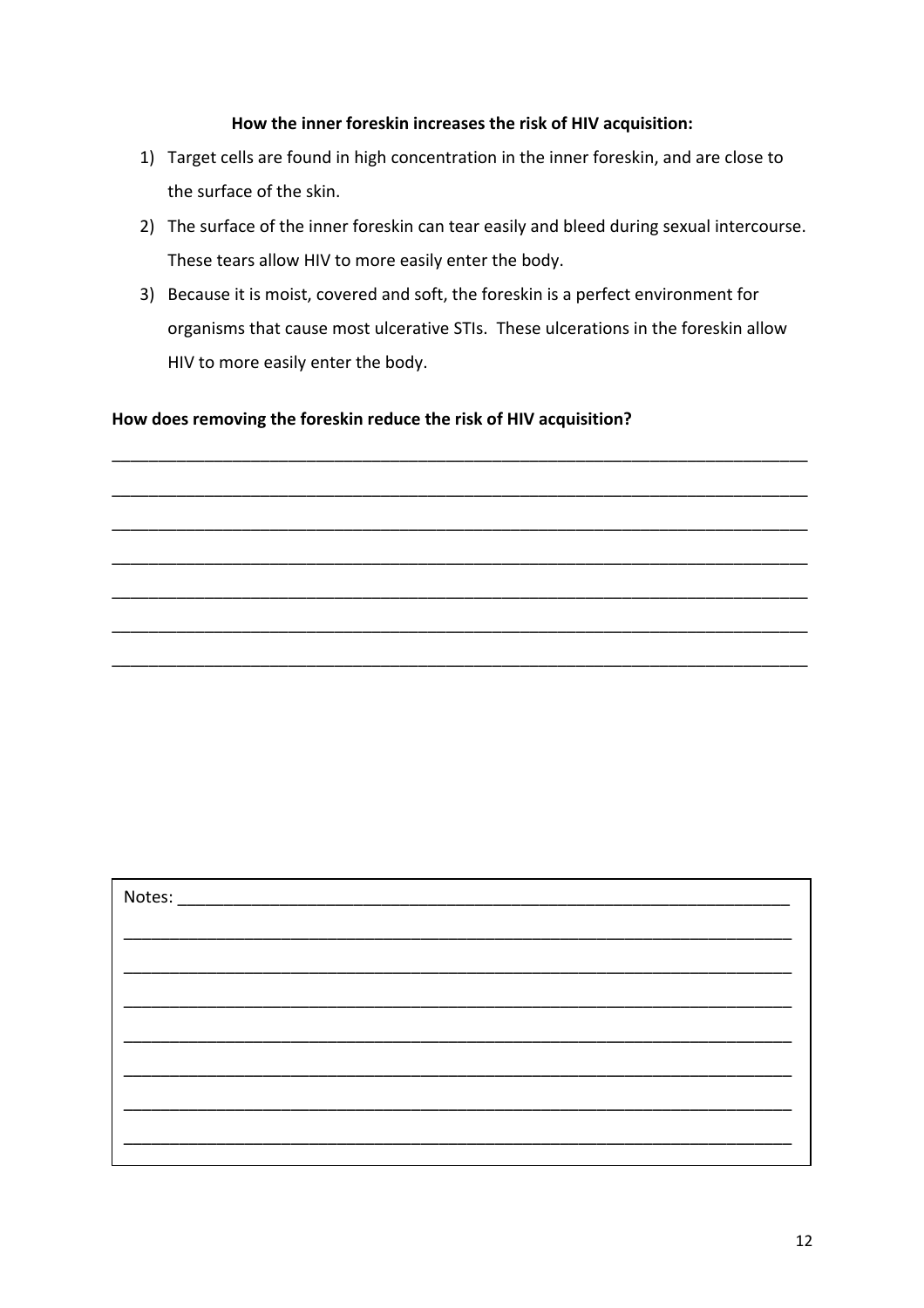**How the inner foreskin increases the risk of HIV acquisition:**

1) Target cells are found in high concentration in the inner foreskin, and are close to the surface of the skin.
2) The surface of the inner foreskin can tear easily and bleed during sexual intercourse. These tears allow HIV to more easily enter the body.
3) Because it is moist, covered and soft, the foreskin is a perfect environment for organisms that cause most ulcerative STIs. These ulcerations in the foreskin allow HIV to more easily enter the body.

**How does removing the foreskin reduce the risk of HIV acquisition?**

_______________________________________________________________________________

_______________________________________________________________________________

_______________________________________________________________________________

_______________________________________________________________________________

_______________________________________________________________________________

_______________________________________________________________________________

_______________________________________________________________________________

Notes: _________________________________________________________________________

_______________________________________________________________________________

_______________________________________________________________________________

_______________________________________________________________________________

_______________________________________________________________________________

_______________________________________________________________________________

_______________________________________________________________________________

_______________________________________________________________________________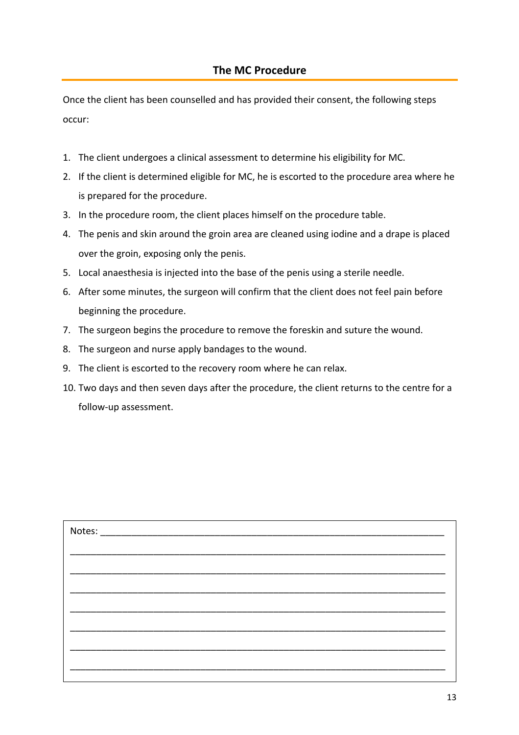## The MC Procedure

Once the client has been counselled and has provided their consent, the following steps occur:

1. The client undergoes a clinical assessment to determine his eligibility for MC.
2. If the client is determined eligible for MC, he is escorted to the procedure area where he is prepared for the procedure.
3. In the procedure room, the client places himself on the procedure table.
4. The penis and skin around the groin area are cleaned using iodine and a drape is placed over the groin, exposing only the penis.
5. Local anaesthesia is injected into the base of the penis using a sterile needle.
6. After some minutes, the surgeon will confirm that the client does not feel pain before beginning the procedure.
7. The surgeon begins the procedure to remove the foreskin and suture the wound.
8. The surgeon and nurse apply bandages to the wound.
9. The client is escorted to the recovery room where he can relax.
10. Two days and then seven days after the procedure, the client returns to the centre for a follow-up assessment.

Notes: ____________________________________________________________________

________________________________________________________________________

________________________________________________________________________

________________________________________________________________________

________________________________________________________________________

________________________________________________________________________

________________________________________________________________________

________________________________________________________________________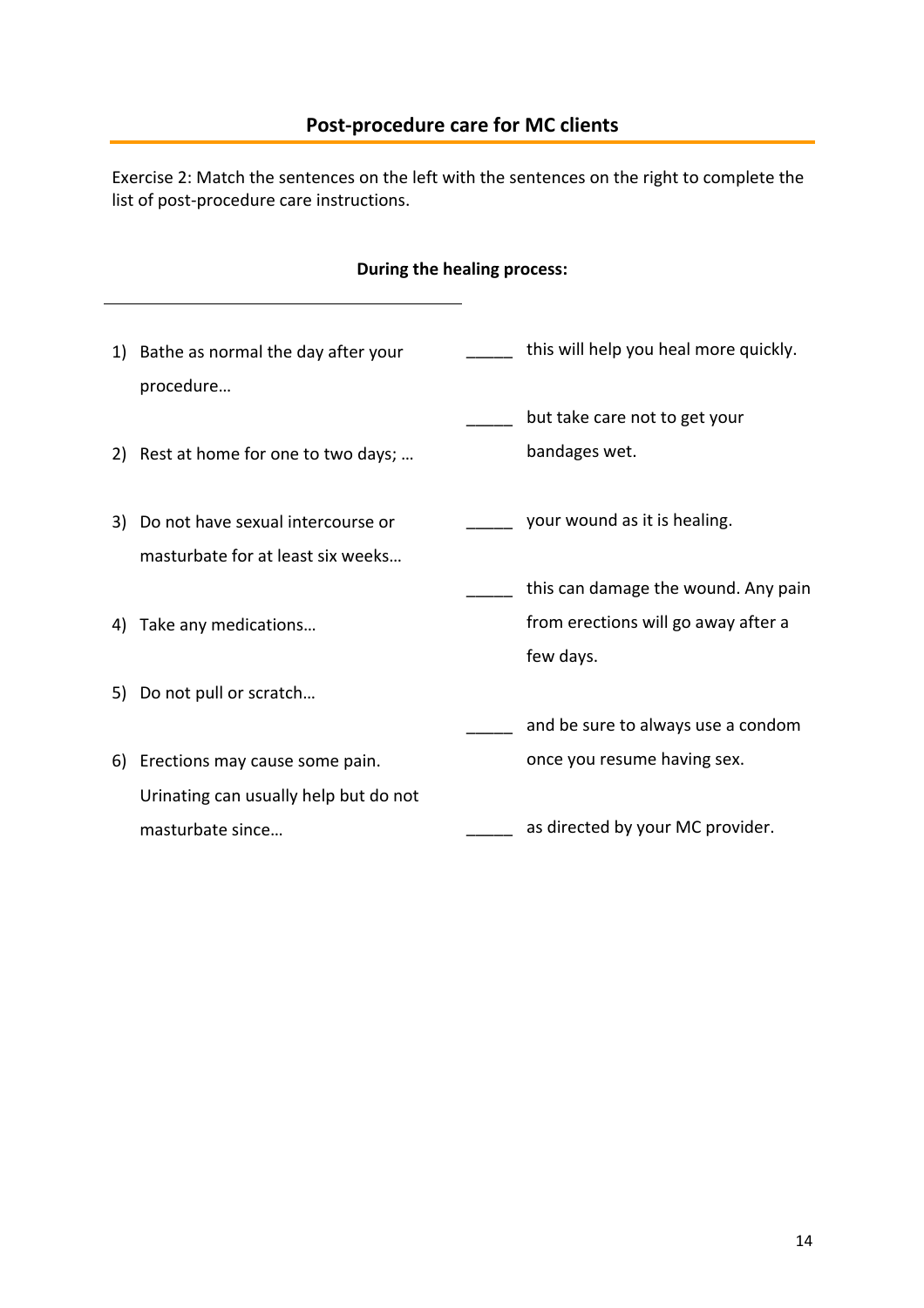## Post-procedure care for MC clients

Exercise 2: Match the sentences on the left with the sentences on the right to complete the list of post-procedure care instructions.

**During the healing process:**

| | |
|---|---|
| 1) Bathe as normal the day after your procedure… | _____ this will help you heal more quickly. |
| 2) Rest at home for one to two days; … | _____ but take care not to get your bandages wet. |
| 3) Do not have sexual intercourse or masturbate for at least six weeks… | _____ your wound as it is healing. |
| 4) Take any medications… | _____ this can damage the wound. Any pain from erections will go away after a few days. |
| 5) Do not pull or scratch… | _____ and be sure to always use a condom once you resume having sex. |
| 6) Erections may cause some pain. Urinating can usually help but do not masturbate since… | _____ as directed by your MC provider. |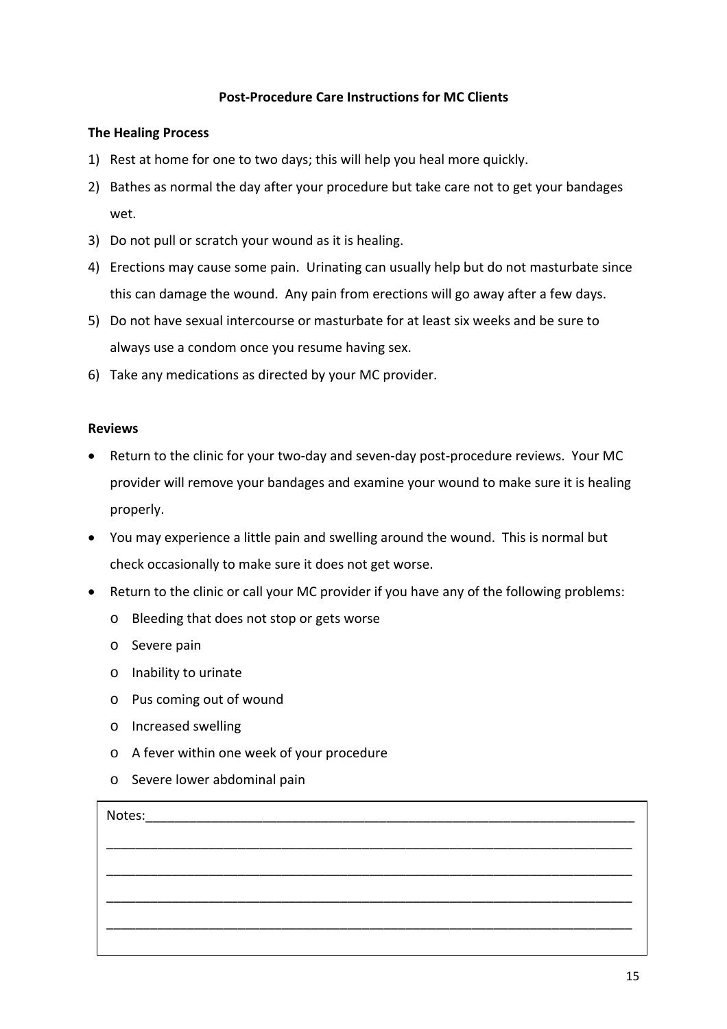**Post-Procedure Care Instructions for MC Clients**

**The Healing Process**

1) Rest at home for one to two days; this will help you heal more quickly.
2) Bathes as normal the day after your procedure but take care not to get your bandages wet.
3) Do not pull or scratch your wound as it is healing.
4) Erections may cause some pain. Urinating can usually help but do not masturbate since this can damage the wound. Any pain from erections will go away after a few days.
5) Do not have sexual intercourse or masturbate for at least six weeks and be sure to always use a condom once you resume having sex.
6) Take any medications as directed by your MC provider.

**Reviews**

- Return to the clinic for your two-day and seven-day post-procedure reviews. Your MC provider will remove your bandages and examine your wound to make sure it is healing properly.
- You may experience a little pain and swelling around the wound. This is normal but check occasionally to make sure it does not get worse.
- Return to the clinic or call your MC provider if you have any of the following problems:
  - Bleeding that does not stop or gets worse
  - Severe pain
  - Inability to urinate
  - Pus coming out of wound
  - Increased swelling
  - A fever within one week of your procedure
  - Severe lower abdominal pain

Notes:_______________________________________________________________________

_____________________________________________________________________________

_____________________________________________________________________________

_____________________________________________________________________________

_____________________________________________________________________________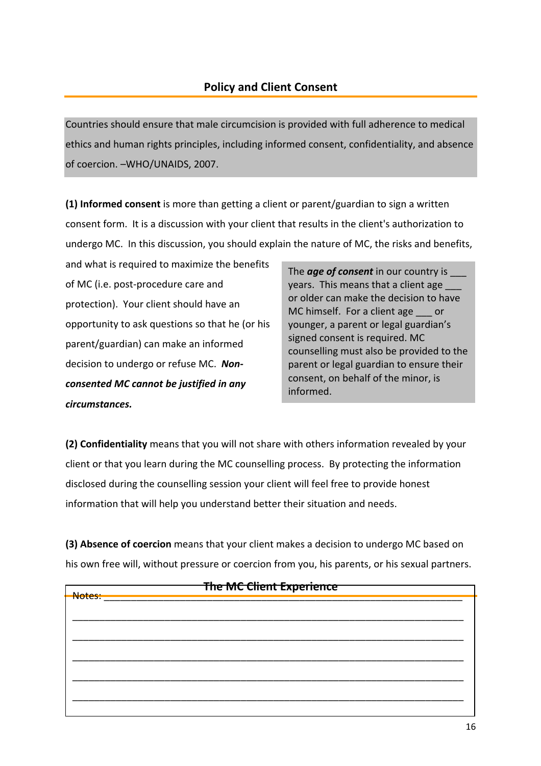## Policy and Client Consent

> Countries should ensure that male circumcision is provided with full adherence to medical ethics and human rights principles, including informed consent, confidentiality, and absence of coercion. –WHO/UNAIDS, 2007.

**(1) Informed consent** is more than getting a client or parent/guardian to sign a written consent form. It is a discussion with your client that results in the client's authorization to undergo MC. In this discussion, you should explain the nature of MC, the risks and benefits, and what is required to maximize the benefits of MC (i.e. post-procedure care and protection). Your client should have an opportunity to ask questions so that he (or his parent/guardian) can make an informed decision to undergo or refuse MC. ***Non-consented MC cannot be justified in any circumstances.***

> The ***age of consent*** in our country is ___ years. This means that a client age ___ or older can make the decision to have MC himself. For a client age ___ or younger, a parent or legal guardian's signed consent is required. MC counselling must also be provided to the parent or legal guardian to ensure their consent, on behalf of the minor, is informed.

**(2) Confidentiality** means that you will not share with others information revealed by your client or that you learn during the MC counselling process. By protecting the information disclosed during the counselling session your client will feel free to provide honest information that will help you understand better their situation and needs.

**(3) Absence of coercion** means that your client makes a decision to undergo MC based on his own free will, without pressure or coercion from you, his parents, or his sexual partners.

## The MC Client Experience

Notes: ____________________________________________________________________

_________________________________________________________________________

_________________________________________________________________________

_________________________________________________________________________

_________________________________________________________________________

_________________________________________________________________________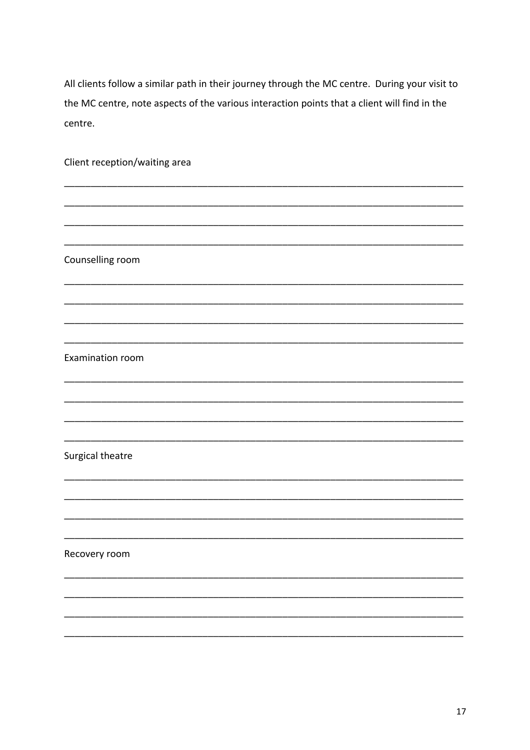All clients follow a similar path in their journey through the MC centre. During your visit to the MC centre, note aspects of the various interaction points that a client will find in the centre.

Client reception/waiting area

___________________________________________________________________________

___________________________________________________________________________

___________________________________________________________________________

___________________________________________________________________________

Counselling room

___________________________________________________________________________

___________________________________________________________________________

___________________________________________________________________________

___________________________________________________________________________

Examination room

___________________________________________________________________________

___________________________________________________________________________

___________________________________________________________________________

___________________________________________________________________________

Surgical theatre

___________________________________________________________________________

___________________________________________________________________________

___________________________________________________________________________

___________________________________________________________________________

Recovery room

___________________________________________________________________________

___________________________________________________________________________

___________________________________________________________________________

___________________________________________________________________________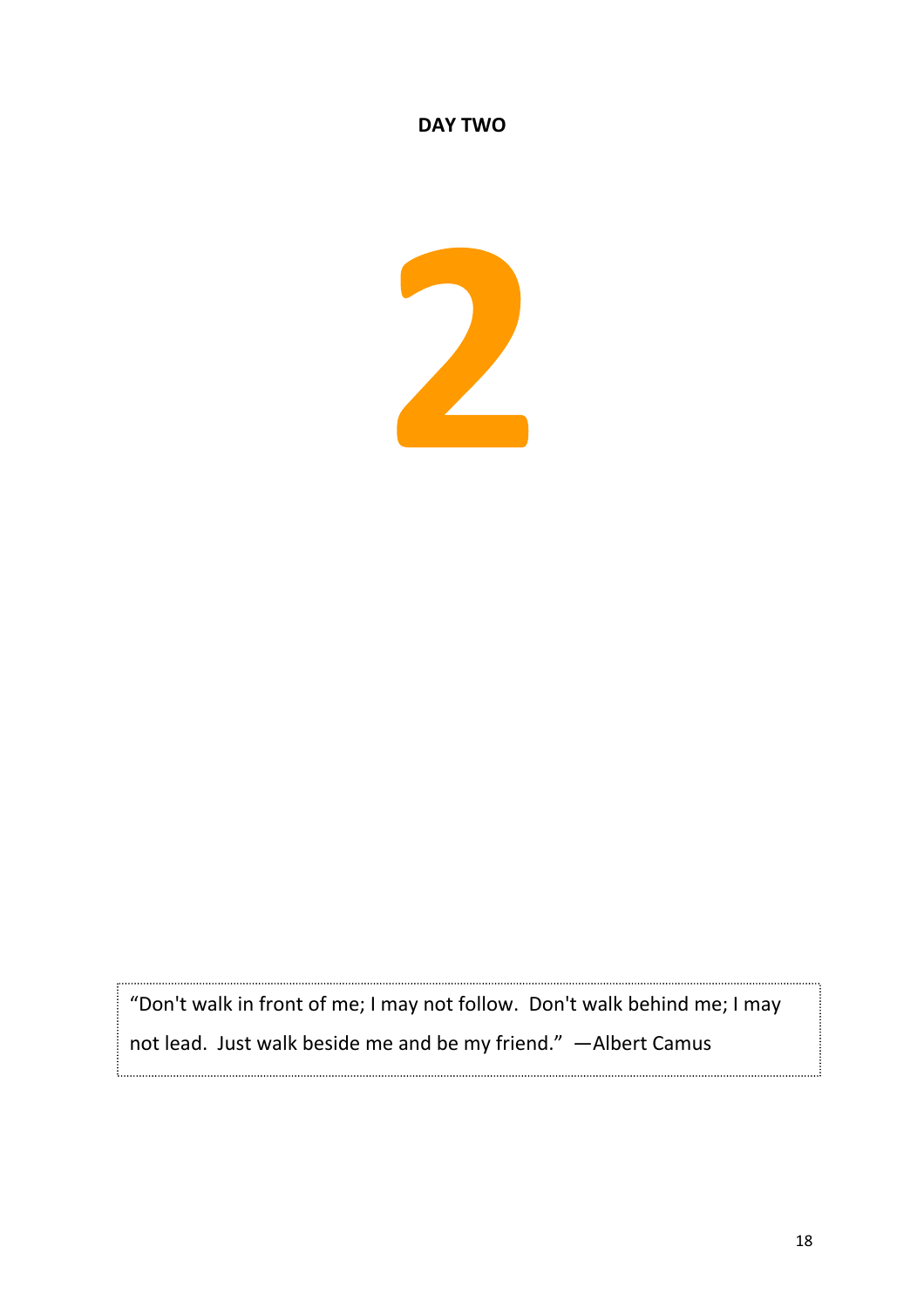# DAY TWO

# 2

"Don't walk in front of me; I may not follow. Don't walk behind me; I may not lead. Just walk beside me and be my friend." —Albert Camus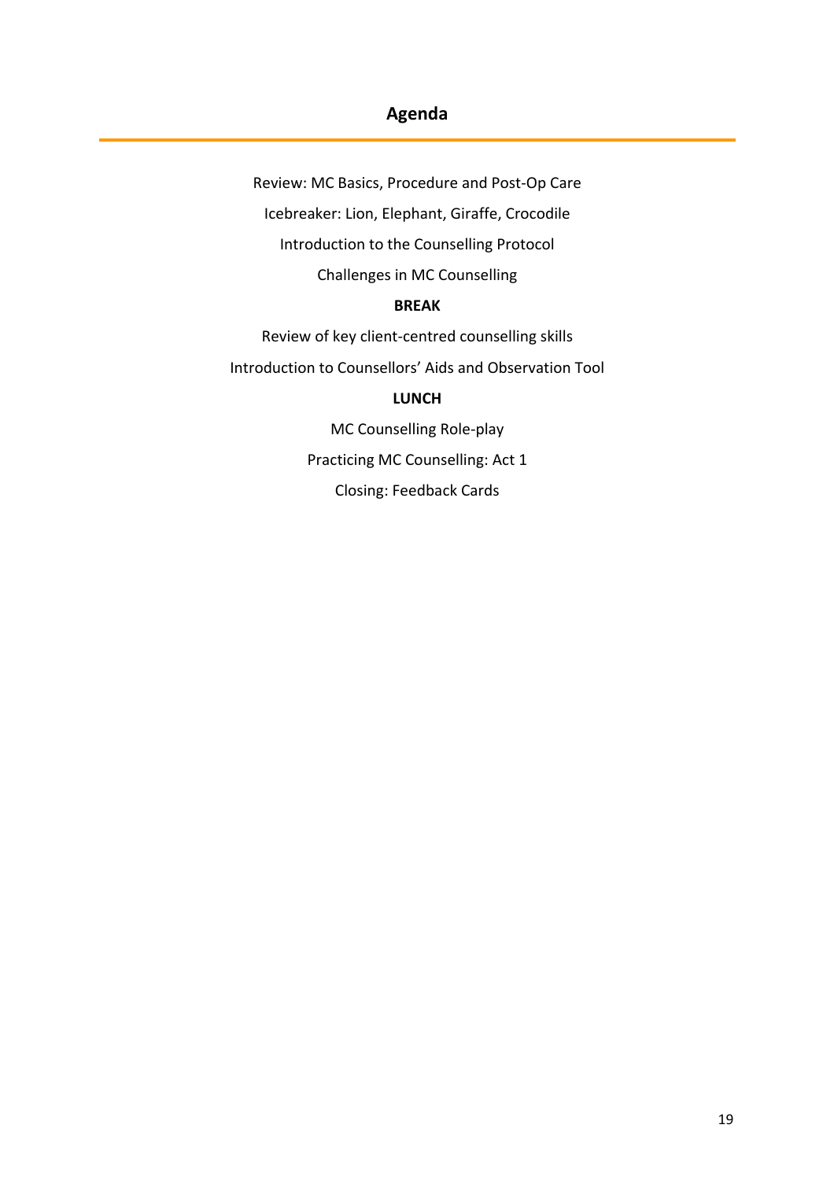## Agenda

Review: MC Basics, Procedure and Post-Op Care

Icebreaker: Lion, Elephant, Giraffe, Crocodile

Introduction to the Counselling Protocol

Challenges in MC Counselling

**BREAK**

Review of key client-centred counselling skills

Introduction to Counsellors' Aids and Observation Tool

**LUNCH**

MC Counselling Role-play

Practicing MC Counselling: Act 1

Closing: Feedback Cards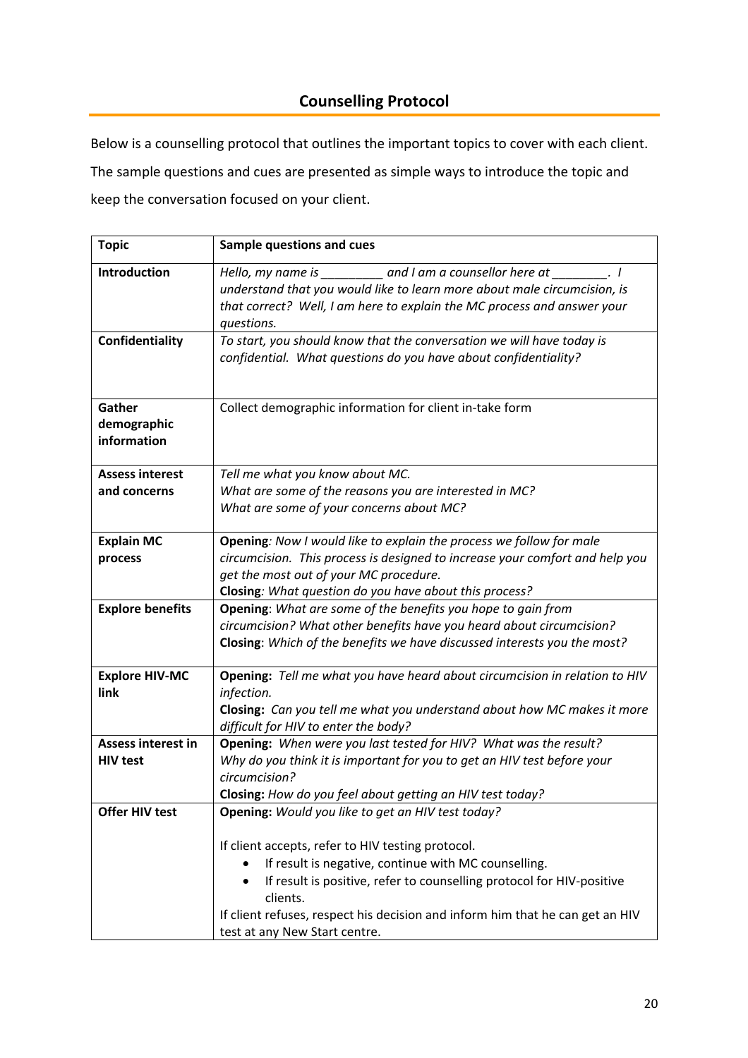## Counselling Protocol

Below is a counselling protocol that outlines the important topics to cover with each client. The sample questions and cues are presented as simple ways to introduce the topic and keep the conversation focused on your client.

| Topic | Sample questions and cues |
|---|---|
| **Introduction** | *Hello, my name is _________ and I am a counsellor here at ________. I understand that you would like to learn more about male circumcision, is that correct? Well, I am here to explain the MC process and answer your questions.* |
| **Confidentiality** | *To start, you should know that the conversation we will have today is confidential. What questions do you have about confidentiality?* |
| **Gather demographic information** | Collect demographic information for client in-take form |
| **Assess interest and concerns** | *Tell me what you know about MC.*<br>*What are some of the reasons you are interested in MC?*<br>*What are some of your concerns about MC?* |
| **Explain MC process** | **Opening**: *Now I would like to explain the process we follow for male circumcision. This process is designed to increase your comfort and help you get the most out of your MC procedure.*<br>**Closing**: *What question do you have about this process?* |
| **Explore benefits** | **Opening**: *What are some of the benefits you hope to gain from circumcision? What other benefits have you heard about circumcision?*<br>**Closing**: *Which of the benefits we have discussed interests you the most?* |
| **Explore HIV-MC link** | **Opening:** *Tell me what you have heard about circumcision in relation to HIV infection.*<br>**Closing:** *Can you tell me what you understand about how MC makes it more difficult for HIV to enter the body?* |
| **Assess interest in HIV test** | **Opening:** *When were you last tested for HIV? What was the result? Why do you think it is important for you to get an HIV test before your circumcision?*<br>**Closing:** *How do you feel about getting an HIV test today?* |
| **Offer HIV test** | **Opening:** *Would you like to get an HIV test today?*<br><br>If client accepts, refer to HIV testing protocol.<br>• If result is negative, continue with MC counselling.<br>• If result is positive, refer to counselling protocol for HIV-positive clients.<br>If client refuses, respect his decision and inform him that he can get an HIV test at any New Start centre. |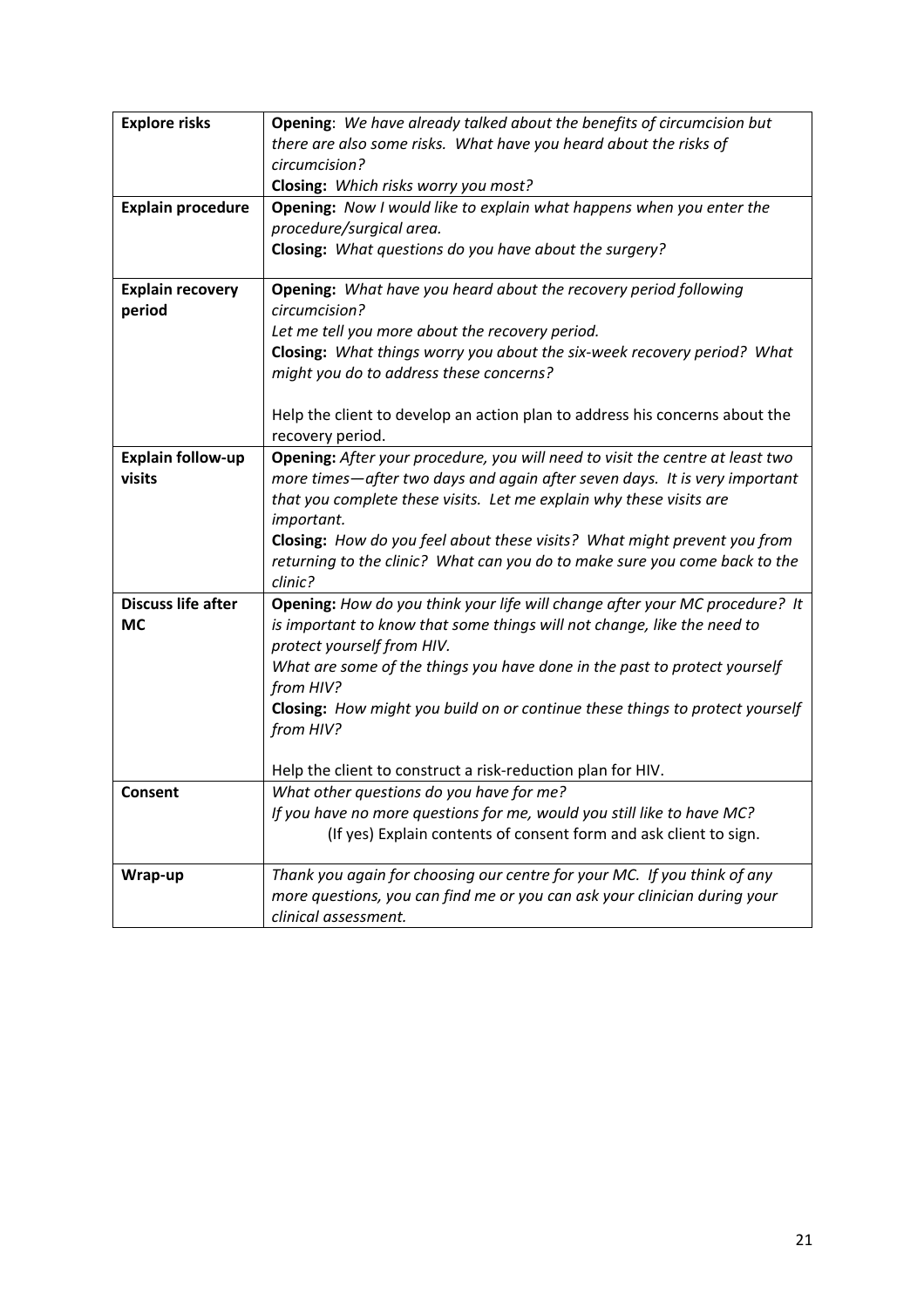| | |
|---|---|
| **Explore risks** | **Opening**: *We have already talked about the benefits of circumcision but there are also some risks. What have you heard about the risks of circumcision?*<br>**Closing:** *Which risks worry you most?* |
| **Explain procedure** | **Opening:** *Now I would like to explain what happens when you enter the procedure/surgical area.*<br>**Closing:** *What questions do you have about the surgery?* |
| **Explain recovery period** | **Opening:** *What have you heard about the recovery period following circumcision?*<br>*Let me tell you more about the recovery period.*<br>**Closing:** *What things worry you about the six-week recovery period? What might you do to address these concerns?*<br><br>Help the client to develop an action plan to address his concerns about the recovery period. |
| **Explain follow-up visits** | **Opening:** *After your procedure, you will need to visit the centre at least two more times—after two days and again after seven days. It is very important that you complete these visits. Let me explain why these visits are important.*<br>**Closing:** *How do you feel about these visits? What might prevent you from returning to the clinic? What can you do to make sure you come back to the clinic?* |
| **Discuss life after MC** | **Opening:** *How do you think your life will change after your MC procedure? It is important to know that some things will not change, like the need to protect yourself from HIV.*<br>*What are some of the things you have done in the past to protect yourself from HIV?*<br>**Closing:** *How might you build on or continue these things to protect yourself from HIV?*<br><br>Help the client to construct a risk-reduction plan for HIV. |
| **Consent** | *What other questions do you have for me?*<br>*If you have no more questions for me, would you still like to have MC?*<br>(If yes) Explain contents of consent form and ask client to sign. |
| **Wrap-up** | *Thank you again for choosing our centre for your MC. If you think of any more questions, you can find me or you can ask your clinician during your clinical assessment.* |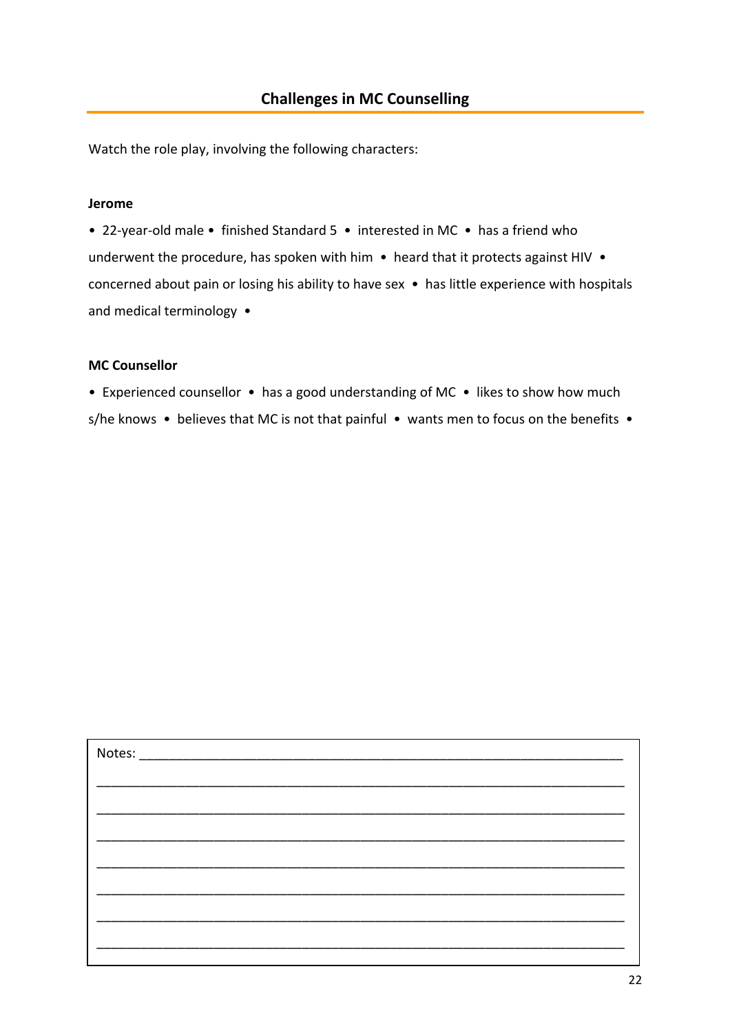## Challenges in MC Counselling

Watch the role play, involving the following characters:

**Jerome**

• 22-year-old male • finished Standard 5 • interested in MC • has a friend who underwent the procedure, has spoken with him • heard that it protects against HIV • concerned about pain or losing his ability to have sex • has little experience with hospitals and medical terminology •

**MC Counsellor**

• Experienced counsellor • has a good understanding of MC • likes to show how much s/he knows • believes that MC is not that painful • wants men to focus on the benefits •

Notes: ______________________________________________________________

______________________________________________________________________

______________________________________________________________________

______________________________________________________________________

______________________________________________________________________

______________________________________________________________________

______________________________________________________________________

______________________________________________________________________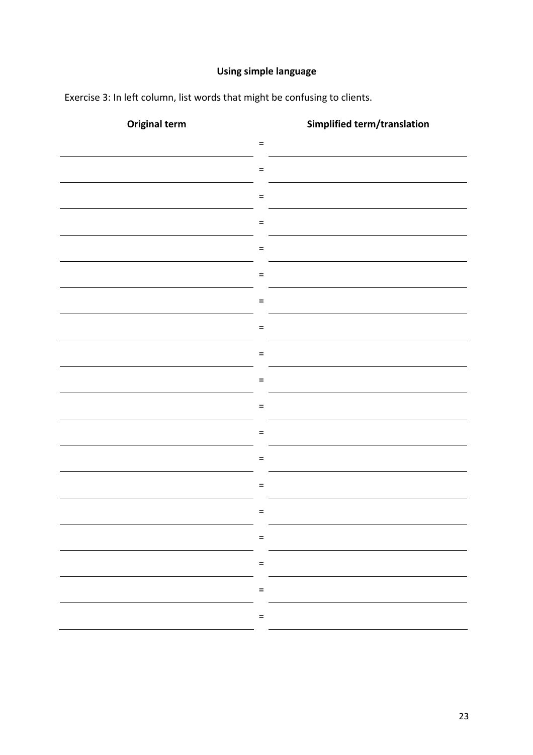## Using simple language

Exercise 3: In left column, list words that might be confusing to clients.

| Original term | | Simplified term/translation |
|---|---|---|
| | = | |
| | = | |
| | = | |
| | = | |
| | = | |
| | = | |
| | = | |
| | = | |
| | = | |
| | = | |
| | = | |
| | = | |
| | = | |
| | = | |
| | = | |
| | = | |
| | = | |
| | = | |
| | = | |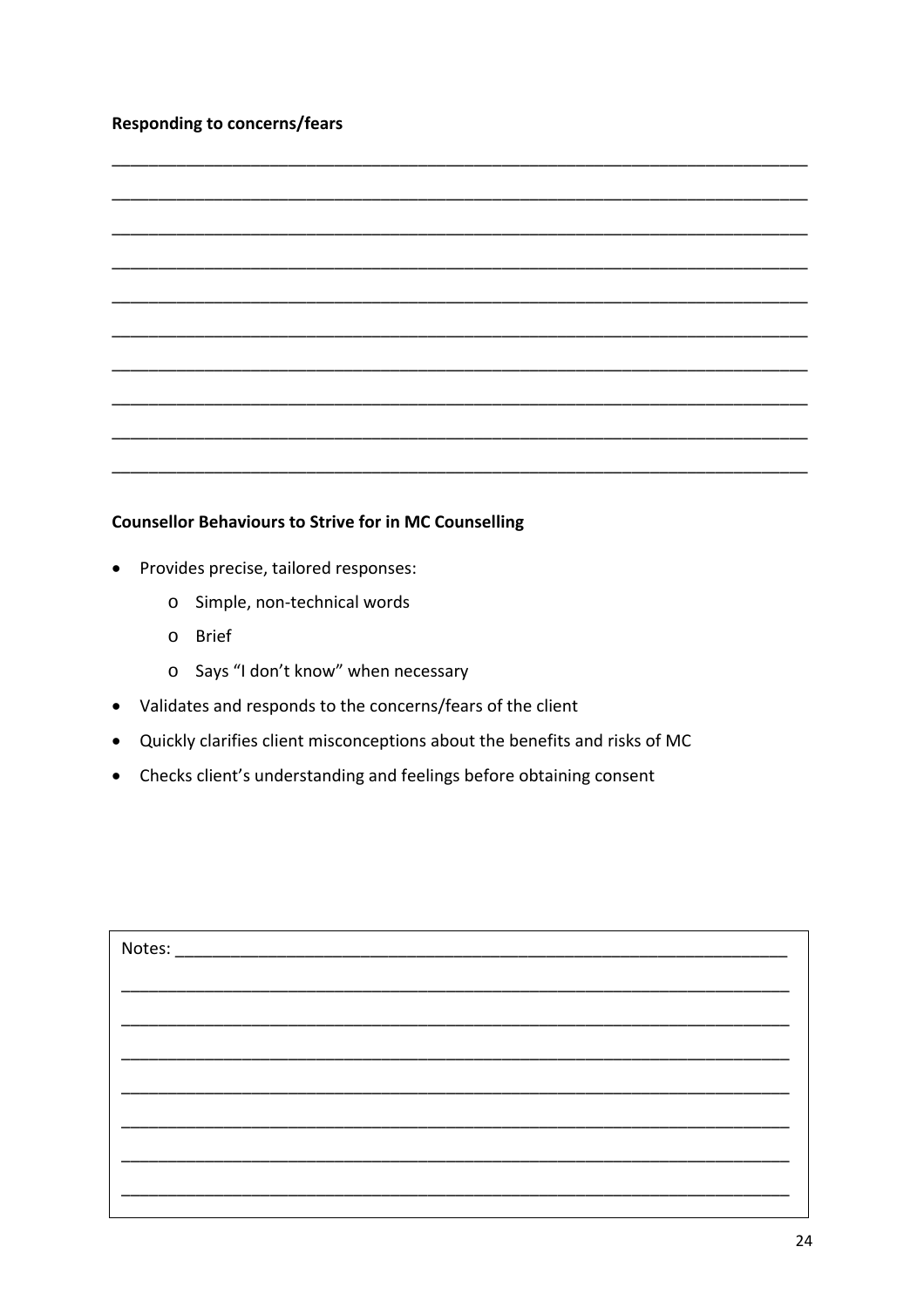**Responding to concerns/fears**

______________________________________________________________________________

______________________________________________________________________________

______________________________________________________________________________

______________________________________________________________________________

______________________________________________________________________________

______________________________________________________________________________

______________________________________________________________________________

______________________________________________________________________________

______________________________________________________________________________

______________________________________________________________________________

**Counsellor Behaviours to Strive for in MC Counselling**

- Provides precise, tailored responses:
  - Simple, non-technical words
  - Brief
  - Says "I don't know" when necessary
- Validates and responds to the concerns/fears of the client
- Quickly clarifies client misconceptions about the benefits and risks of MC
- Checks client's understanding and feelings before obtaining consent

Notes: ______________________________________________________________

______________________________________________________________________________

______________________________________________________________________________

______________________________________________________________________________

______________________________________________________________________________

______________________________________________________________________________

______________________________________________________________________________

______________________________________________________________________________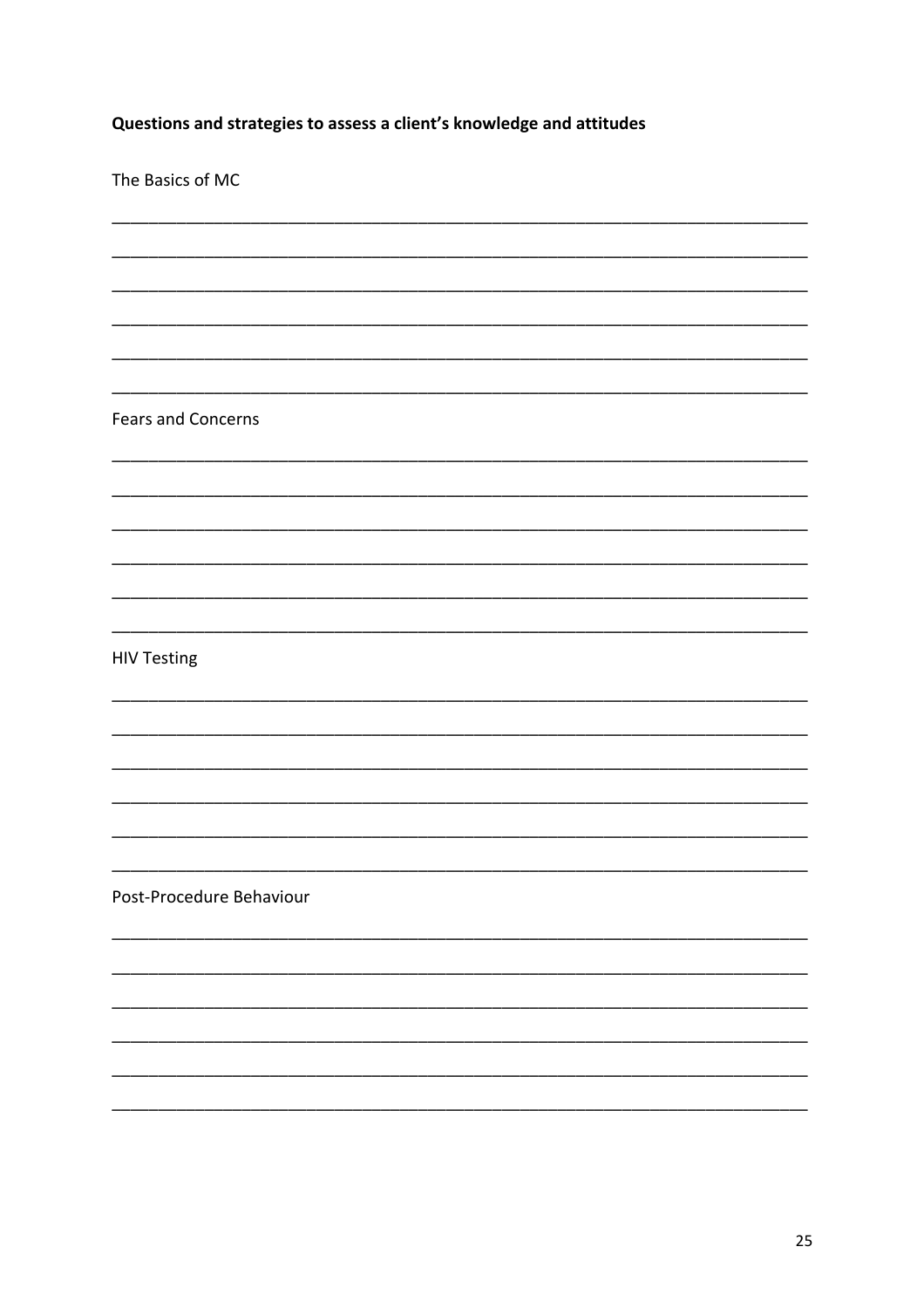**Questions and strategies to assess a client's knowledge and attitudes**

The Basics of MC

______________________________________________________________________________

______________________________________________________________________________

______________________________________________________________________________

______________________________________________________________________________

______________________________________________________________________________

______________________________________________________________________________

Fears and Concerns

______________________________________________________________________________

______________________________________________________________________________

______________________________________________________________________________

______________________________________________________________________________

______________________________________________________________________________

______________________________________________________________________________

HIV Testing

______________________________________________________________________________

______________________________________________________________________________

______________________________________________________________________________

______________________________________________________________________________

______________________________________________________________________________

______________________________________________________________________________

Post-Procedure Behaviour

______________________________________________________________________________

______________________________________________________________________________

______________________________________________________________________________

______________________________________________________________________________

______________________________________________________________________________

______________________________________________________________________________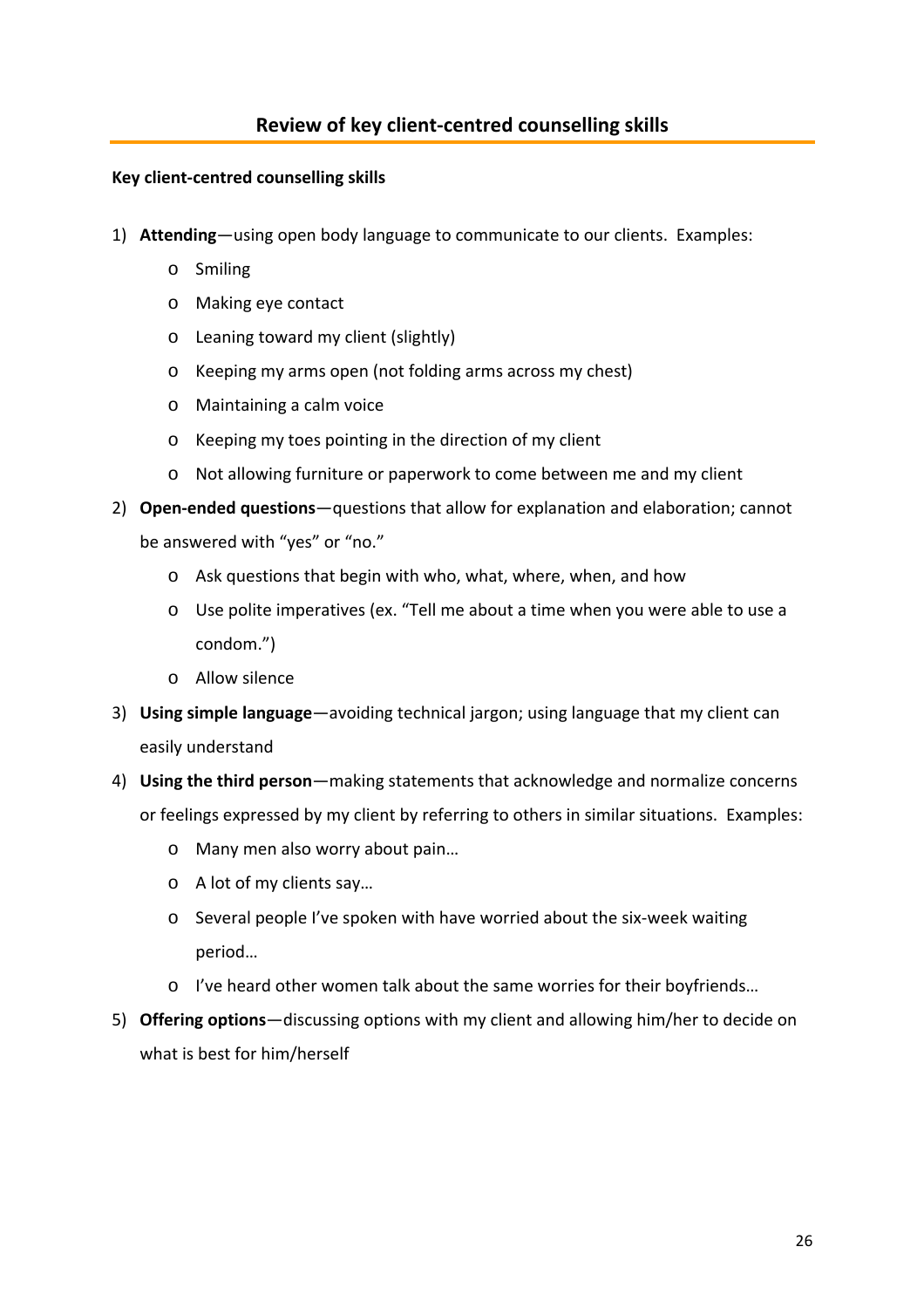## Review of key client-centred counselling skills

**Key client-centred counselling skills**

1) **Attending**—using open body language to communicate to our clients. Examples:
    - Smiling
    - Making eye contact
    - Leaning toward my client (slightly)
    - Keeping my arms open (not folding arms across my chest)
    - Maintaining a calm voice
    - Keeping my toes pointing in the direction of my client
    - Not allowing furniture or paperwork to come between me and my client
2) **Open-ended questions**—questions that allow for explanation and elaboration; cannot be answered with "yes" or "no."
    - Ask questions that begin with who, what, where, when, and how
    - Use polite imperatives (ex. "Tell me about a time when you were able to use a condom.")
    - Allow silence
3) **Using simple language**—avoiding technical jargon; using language that my client can easily understand
4) **Using the third person**—making statements that acknowledge and normalize concerns or feelings expressed by my client by referring to others in similar situations. Examples:
    - Many men also worry about pain…
    - A lot of my clients say…
    - Several people I've spoken with have worried about the six-week waiting period…
    - I've heard other women talk about the same worries for their boyfriends…
5) **Offering options**—discussing options with my client and allowing him/her to decide on what is best for him/herself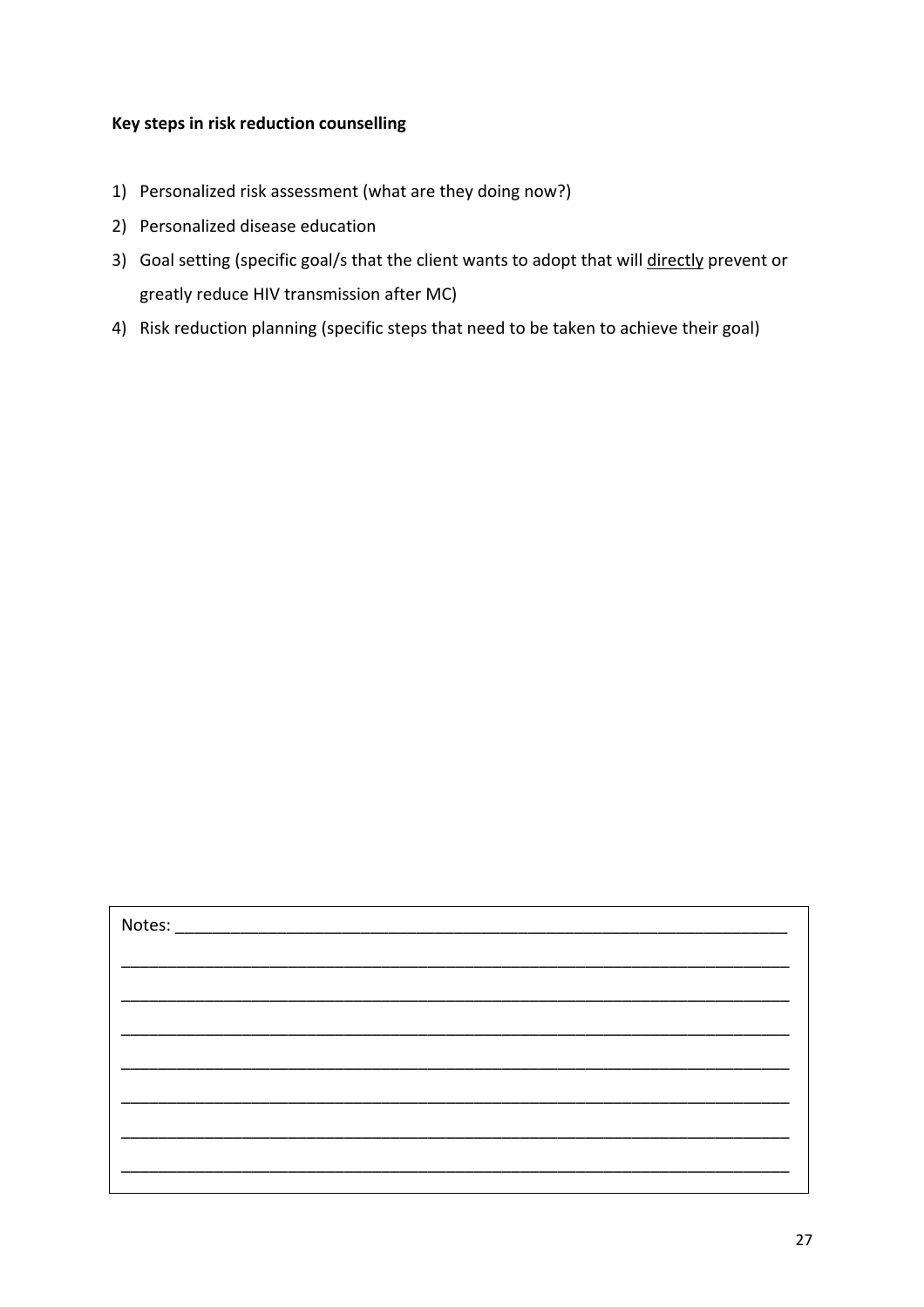**Key steps in risk reduction counselling**

1) Personalized risk assessment (what are they doing now?)
2) Personalized disease education
3) Goal setting (specific goal/s that the client wants to adopt that will <u>directly</u> prevent or greatly reduce HIV transmission after MC)
4) Risk reduction planning (specific steps that need to be taken to achieve their goal)

Notes: ___________________________________________________________________

___________________________________________________________________________

___________________________________________________________________________

___________________________________________________________________________

___________________________________________________________________________

___________________________________________________________________________

___________________________________________________________________________

___________________________________________________________________________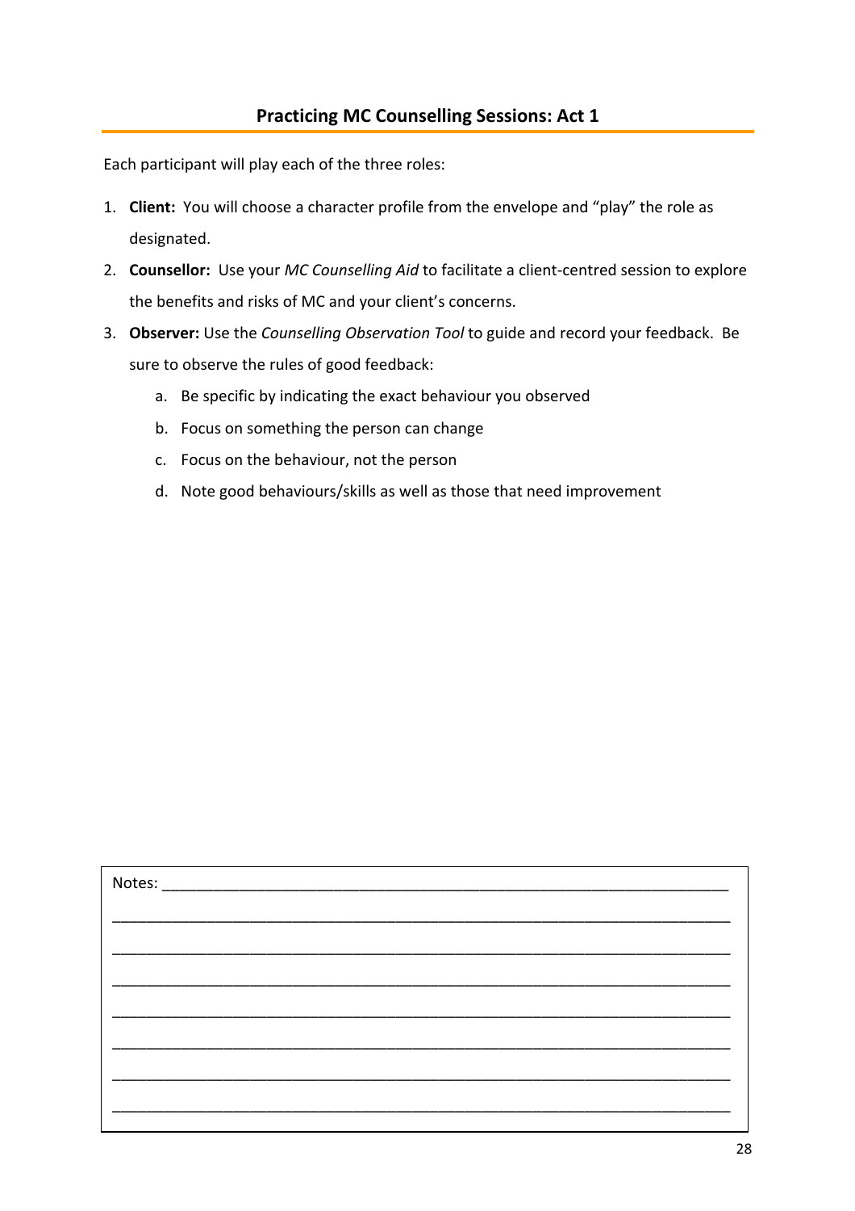## Practicing MC Counselling Sessions: Act 1

Each participant will play each of the three roles:

1. **Client:** You will choose a character profile from the envelope and "play" the role as designated.
2. **Counsellor:** Use your *MC Counselling Aid* to facilitate a client-centred session to explore the benefits and risks of MC and your client's concerns.
3. **Observer:** Use the *Counselling Observation Tool* to guide and record your feedback. Be sure to observe the rules of good feedback:
    a. Be specific by indicating the exact behaviour you observed
    b. Focus on something the person can change
    c. Focus on the behaviour, not the person
    d. Note good behaviours/skills as well as those that need improvement

Notes: ______________________________________________________________________

______________________________________________________________________

______________________________________________________________________

______________________________________________________________________

______________________________________________________________________

______________________________________________________________________

______________________________________________________________________

______________________________________________________________________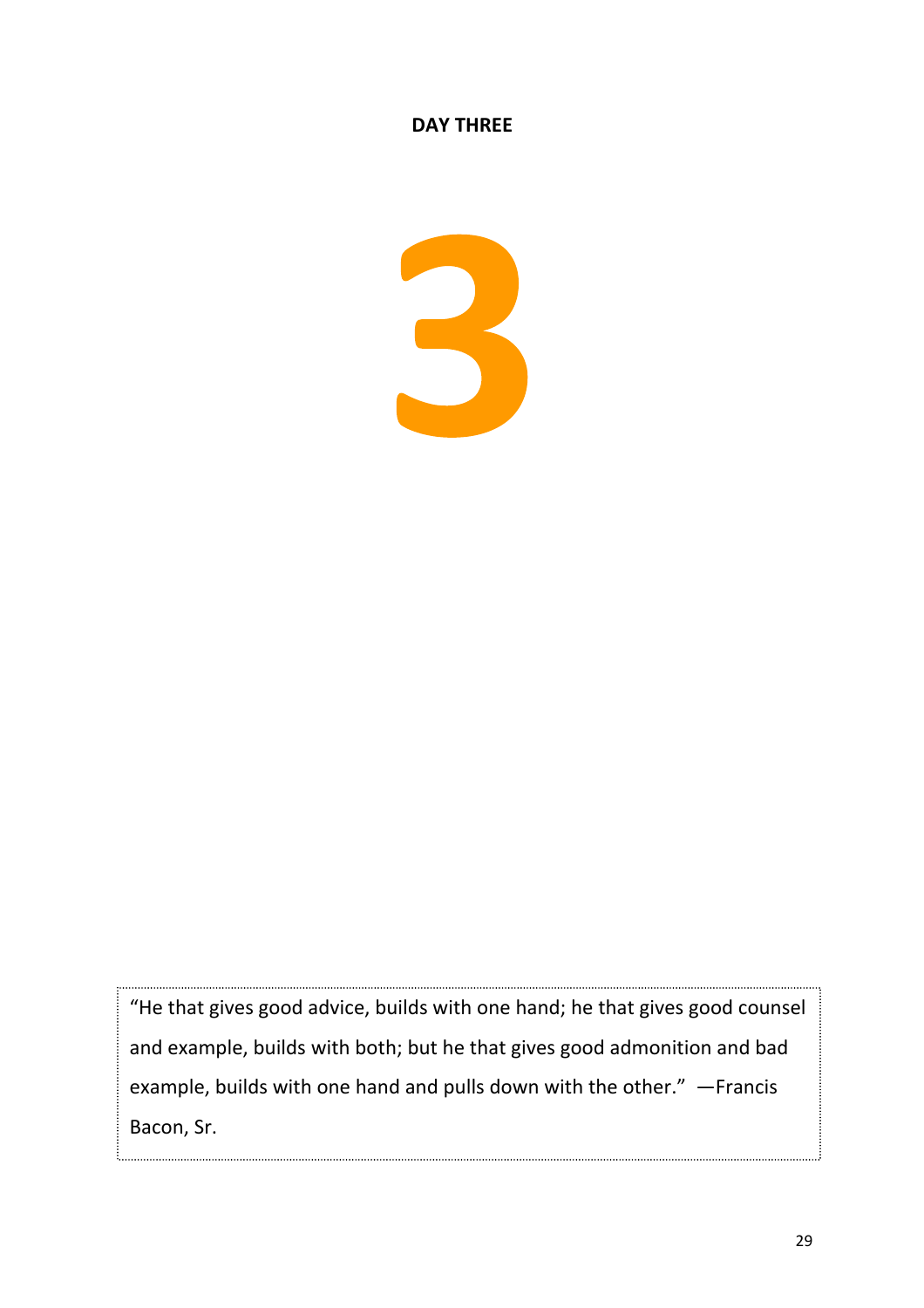**DAY THREE**

# 3

> "He that gives good advice, builds with one hand; he that gives good counsel and example, builds with both; but he that gives good admonition and bad example, builds with one hand and pulls down with the other." —Francis Bacon, Sr.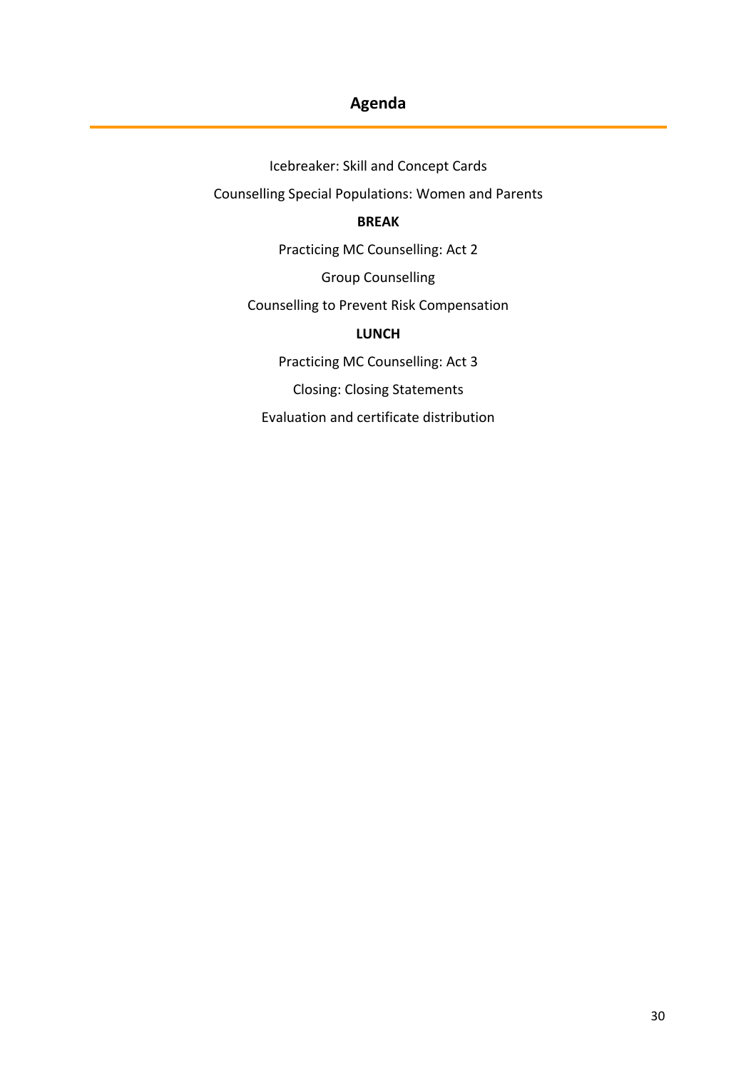# Agenda

Icebreaker: Skill and Concept Cards

Counselling Special Populations: Women and Parents

**BREAK**

Practicing MC Counselling: Act 2

Group Counselling

Counselling to Prevent Risk Compensation

**LUNCH**

Practicing MC Counselling: Act 3

Closing: Closing Statements

Evaluation and certificate distribution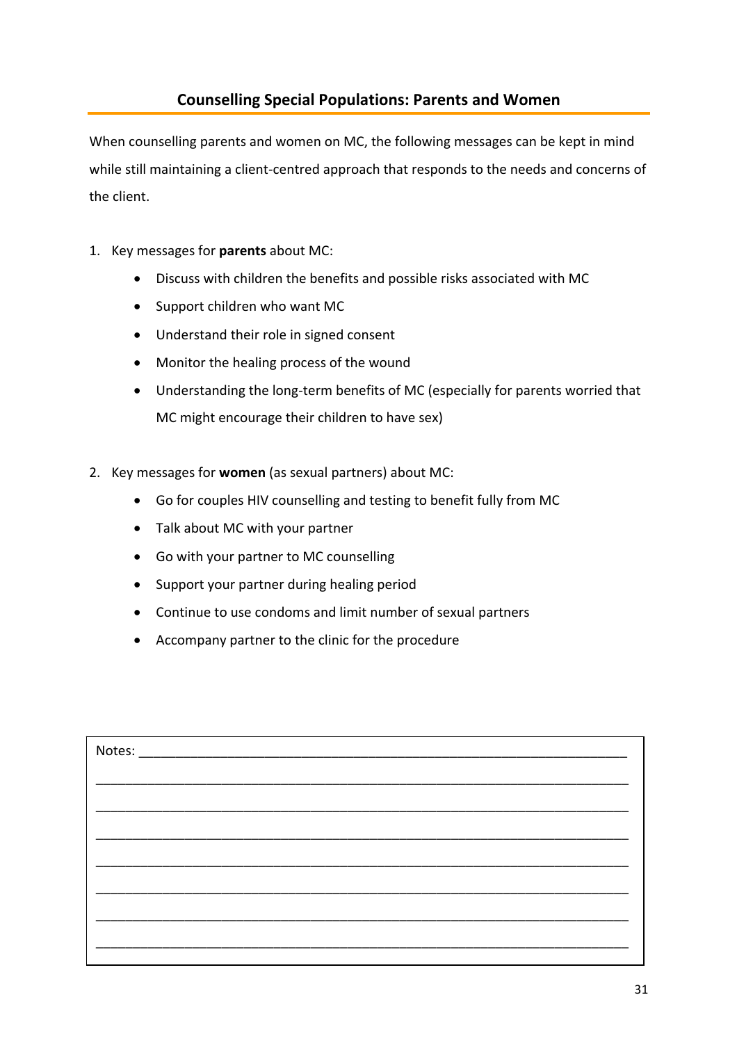## Counselling Special Populations: Parents and Women

When counselling parents and women on MC, the following messages can be kept in mind while still maintaining a client-centred approach that responds to the needs and concerns of the client.

1. Key messages for **parents** about MC:
   - Discuss with children the benefits and possible risks associated with MC
   - Support children who want MC
   - Understand their role in signed consent
   - Monitor the healing process of the wound
   - Understanding the long-term benefits of MC (especially for parents worried that MC might encourage their children to have sex)

2. Key messages for **women** (as sexual partners) about MC:
   - Go for couples HIV counselling and testing to benefit fully from MC
   - Talk about MC with your partner
   - Go with your partner to MC counselling
   - Support your partner during healing period
   - Continue to use condoms and limit number of sexual partners
   - Accompany partner to the clinic for the procedure

Notes: ______________________________________________________________

______________________________________________________________________

______________________________________________________________________

______________________________________________________________________

______________________________________________________________________

______________________________________________________________________

______________________________________________________________________

______________________________________________________________________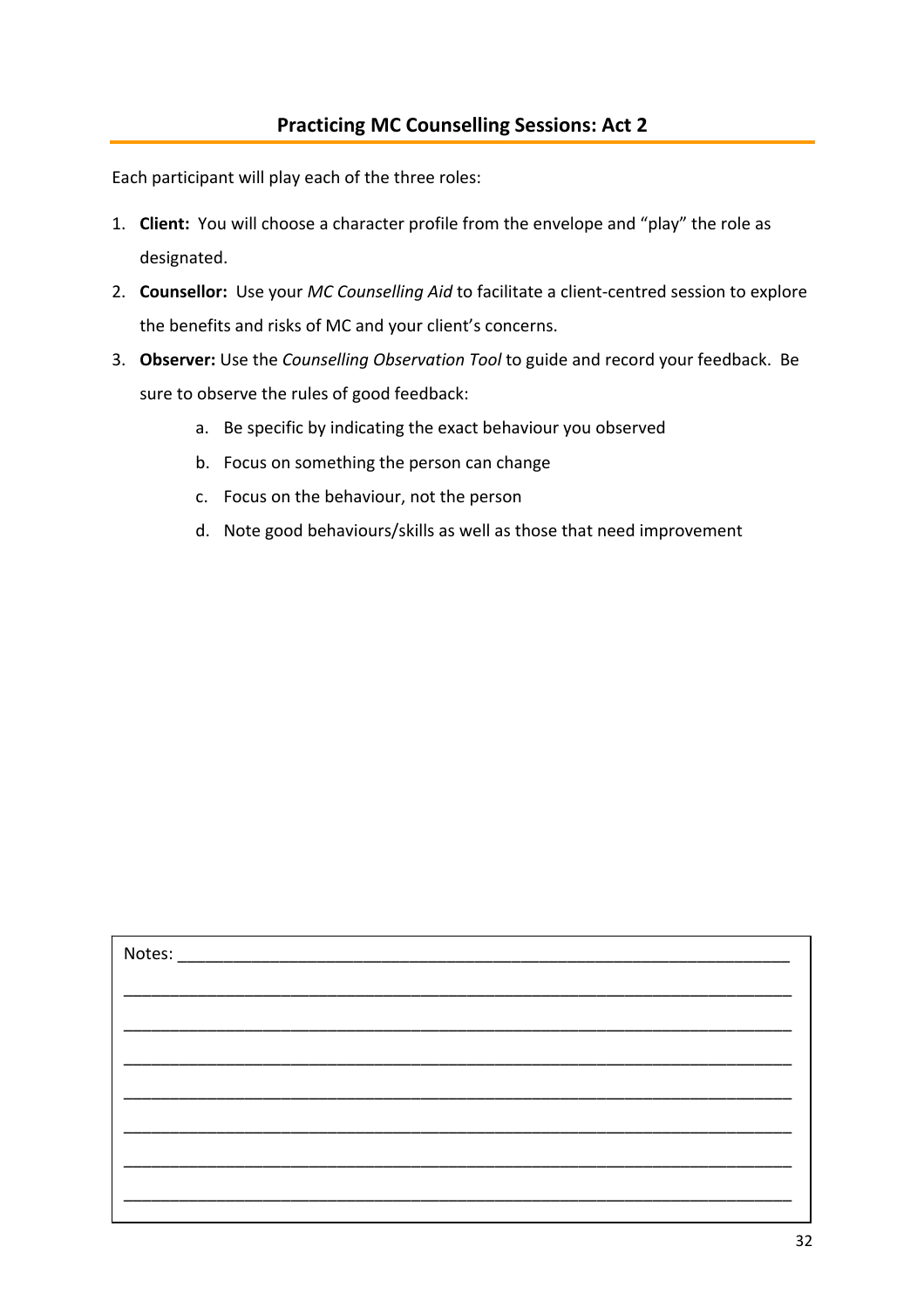## Practicing MC Counselling Sessions: Act 2

Each participant will play each of the three roles:

1. **Client:** You will choose a character profile from the envelope and "play" the role as designated.
2. **Counsellor:** Use your *MC Counselling Aid* to facilitate a client-centred session to explore the benefits and risks of MC and your client's concerns.
3. **Observer:** Use the *Counselling Observation Tool* to guide and record your feedback. Be sure to observe the rules of good feedback:
    a. Be specific by indicating the exact behaviour you observed
    b. Focus on something the person can change
    c. Focus on the behaviour, not the person
    d. Note good behaviours/skills as well as those that need improvement

Notes: ____________________________________________________________________

___________________________________________________________________________

___________________________________________________________________________

___________________________________________________________________________

___________________________________________________________________________

___________________________________________________________________________

___________________________________________________________________________

___________________________________________________________________________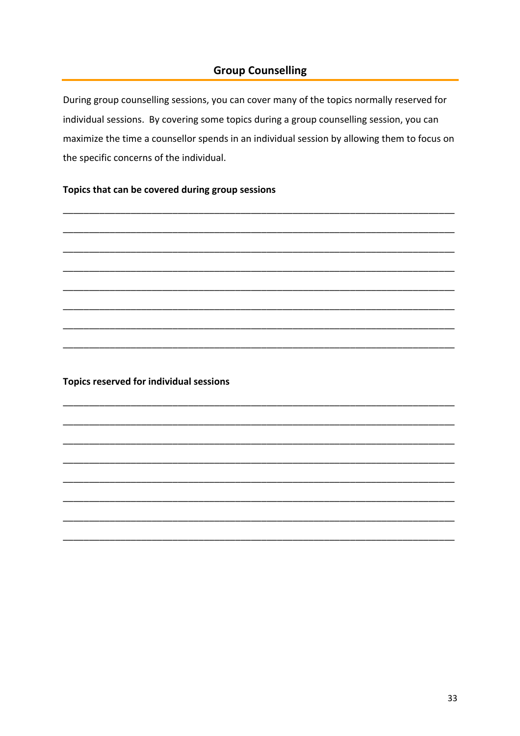## Group Counselling

During group counselling sessions, you can cover many of the topics normally reserved for individual sessions. By covering some topics during a group counselling session, you can maximize the time a counsellor spends in an individual session by allowing them to focus on the specific concerns of the individual.

**Topics that can be covered during group sessions**

\_\_\_\_\_\_\_\_\_\_\_\_\_\_\_\_\_\_\_\_\_\_\_\_\_\_\_\_\_\_\_\_\_\_\_\_\_\_\_\_\_\_\_\_\_\_\_\_\_\_\_\_\_\_\_\_\_\_\_\_\_\_\_\_\_\_\_\_\_\_\_\_\_\_

\_\_\_\_\_\_\_\_\_\_\_\_\_\_\_\_\_\_\_\_\_\_\_\_\_\_\_\_\_\_\_\_\_\_\_\_\_\_\_\_\_\_\_\_\_\_\_\_\_\_\_\_\_\_\_\_\_\_\_\_\_\_\_\_\_\_\_\_\_\_\_\_\_\_

\_\_\_\_\_\_\_\_\_\_\_\_\_\_\_\_\_\_\_\_\_\_\_\_\_\_\_\_\_\_\_\_\_\_\_\_\_\_\_\_\_\_\_\_\_\_\_\_\_\_\_\_\_\_\_\_\_\_\_\_\_\_\_\_\_\_\_\_\_\_\_\_\_\_

\_\_\_\_\_\_\_\_\_\_\_\_\_\_\_\_\_\_\_\_\_\_\_\_\_\_\_\_\_\_\_\_\_\_\_\_\_\_\_\_\_\_\_\_\_\_\_\_\_\_\_\_\_\_\_\_\_\_\_\_\_\_\_\_\_\_\_\_\_\_\_\_\_\_

\_\_\_\_\_\_\_\_\_\_\_\_\_\_\_\_\_\_\_\_\_\_\_\_\_\_\_\_\_\_\_\_\_\_\_\_\_\_\_\_\_\_\_\_\_\_\_\_\_\_\_\_\_\_\_\_\_\_\_\_\_\_\_\_\_\_\_\_\_\_\_\_\_\_

\_\_\_\_\_\_\_\_\_\_\_\_\_\_\_\_\_\_\_\_\_\_\_\_\_\_\_\_\_\_\_\_\_\_\_\_\_\_\_\_\_\_\_\_\_\_\_\_\_\_\_\_\_\_\_\_\_\_\_\_\_\_\_\_\_\_\_\_\_\_\_\_\_\_

\_\_\_\_\_\_\_\_\_\_\_\_\_\_\_\_\_\_\_\_\_\_\_\_\_\_\_\_\_\_\_\_\_\_\_\_\_\_\_\_\_\_\_\_\_\_\_\_\_\_\_\_\_\_\_\_\_\_\_\_\_\_\_\_\_\_\_\_\_\_\_\_\_\_

\_\_\_\_\_\_\_\_\_\_\_\_\_\_\_\_\_\_\_\_\_\_\_\_\_\_\_\_\_\_\_\_\_\_\_\_\_\_\_\_\_\_\_\_\_\_\_\_\_\_\_\_\_\_\_\_\_\_\_\_\_\_\_\_\_\_\_\_\_\_\_\_\_\_

**Topics reserved for individual sessions**

\_\_\_\_\_\_\_\_\_\_\_\_\_\_\_\_\_\_\_\_\_\_\_\_\_\_\_\_\_\_\_\_\_\_\_\_\_\_\_\_\_\_\_\_\_\_\_\_\_\_\_\_\_\_\_\_\_\_\_\_\_\_\_\_\_\_\_\_\_\_\_\_\_\_

\_\_\_\_\_\_\_\_\_\_\_\_\_\_\_\_\_\_\_\_\_\_\_\_\_\_\_\_\_\_\_\_\_\_\_\_\_\_\_\_\_\_\_\_\_\_\_\_\_\_\_\_\_\_\_\_\_\_\_\_\_\_\_\_\_\_\_\_\_\_\_\_\_\_

\_\_\_\_\_\_\_\_\_\_\_\_\_\_\_\_\_\_\_\_\_\_\_\_\_\_\_\_\_\_\_\_\_\_\_\_\_\_\_\_\_\_\_\_\_\_\_\_\_\_\_\_\_\_\_\_\_\_\_\_\_\_\_\_\_\_\_\_\_\_\_\_\_\_

\_\_\_\_\_\_\_\_\_\_\_\_\_\_\_\_\_\_\_\_\_\_\_\_\_\_\_\_\_\_\_\_\_\_\_\_\_\_\_\_\_\_\_\_\_\_\_\_\_\_\_\_\_\_\_\_\_\_\_\_\_\_\_\_\_\_\_\_\_\_\_\_\_\_

\_\_\_\_\_\_\_\_\_\_\_\_\_\_\_\_\_\_\_\_\_\_\_\_\_\_\_\_\_\_\_\_\_\_\_\_\_\_\_\_\_\_\_\_\_\_\_\_\_\_\_\_\_\_\_\_\_\_\_\_\_\_\_\_\_\_\_\_\_\_\_\_\_\_

\_\_\_\_\_\_\_\_\_\_\_\_\_\_\_\_\_\_\_\_\_\_\_\_\_\_\_\_\_\_\_\_\_\_\_\_\_\_\_\_\_\_\_\_\_\_\_\_\_\_\_\_\_\_\_\_\_\_\_\_\_\_\_\_\_\_\_\_\_\_\_\_\_\_

\_\_\_\_\_\_\_\_\_\_\_\_\_\_\_\_\_\_\_\_\_\_\_\_\_\_\_\_\_\_\_\_\_\_\_\_\_\_\_\_\_\_\_\_\_\_\_\_\_\_\_\_\_\_\_\_\_\_\_\_\_\_\_\_\_\_\_\_\_\_\_\_\_\_

\_\_\_\_\_\_\_\_\_\_\_\_\_\_\_\_\_\_\_\_\_\_\_\_\_\_\_\_\_\_\_\_\_\_\_\_\_\_\_\_\_\_\_\_\_\_\_\_\_\_\_\_\_\_\_\_\_\_\_\_\_\_\_\_\_\_\_\_\_\_\_\_\_\_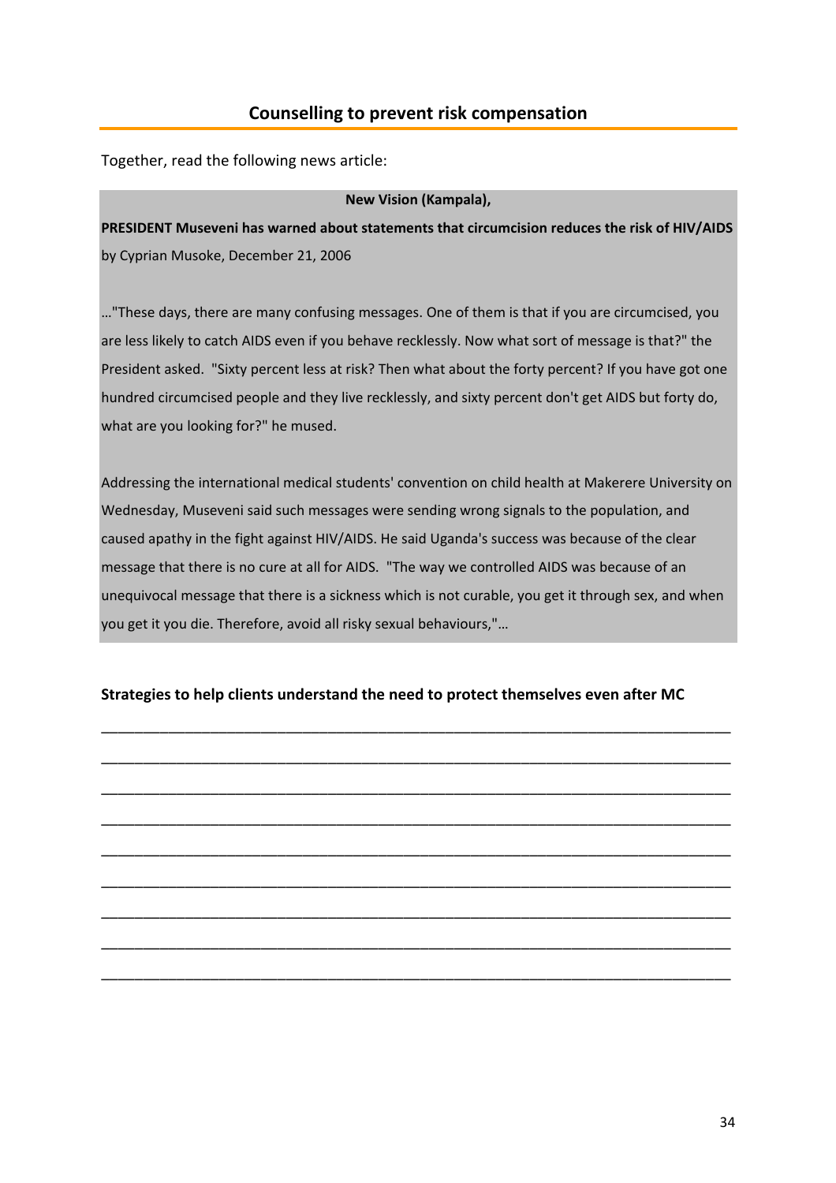## Counselling to prevent risk compensation

Together, read the following news article:

**New Vision (Kampala),**

**PRESIDENT Museveni has warned about statements that circumcision reduces the risk of HIV/AIDS**

by Cyprian Musoke, December 21, 2006

…"These days, there are many confusing messages. One of them is that if you are circumcised, you are less likely to catch AIDS even if you behave recklessly. Now what sort of message is that?" the President asked. "Sixty percent less at risk? Then what about the forty percent? If you have got one hundred circumcised people and they live recklessly, and sixty percent don't get AIDS but forty do, what are you looking for?" he mused.

Addressing the international medical students' convention on child health at Makerere University on Wednesday, Museveni said such messages were sending wrong signals to the population, and caused apathy in the fight against HIV/AIDS. He said Uganda's success was because of the clear message that there is no cure at all for AIDS. "The way we controlled AIDS was because of an unequivocal message that there is a sickness which is not curable, you get it through sex, and when you get it you die. Therefore, avoid all risky sexual behaviours,"…

**Strategies to help clients understand the need to protect themselves even after MC**

___________________________________________________________________________

___________________________________________________________________________

___________________________________________________________________________

___________________________________________________________________________

___________________________________________________________________________

___________________________________________________________________________

___________________________________________________________________________

___________________________________________________________________________

___________________________________________________________________________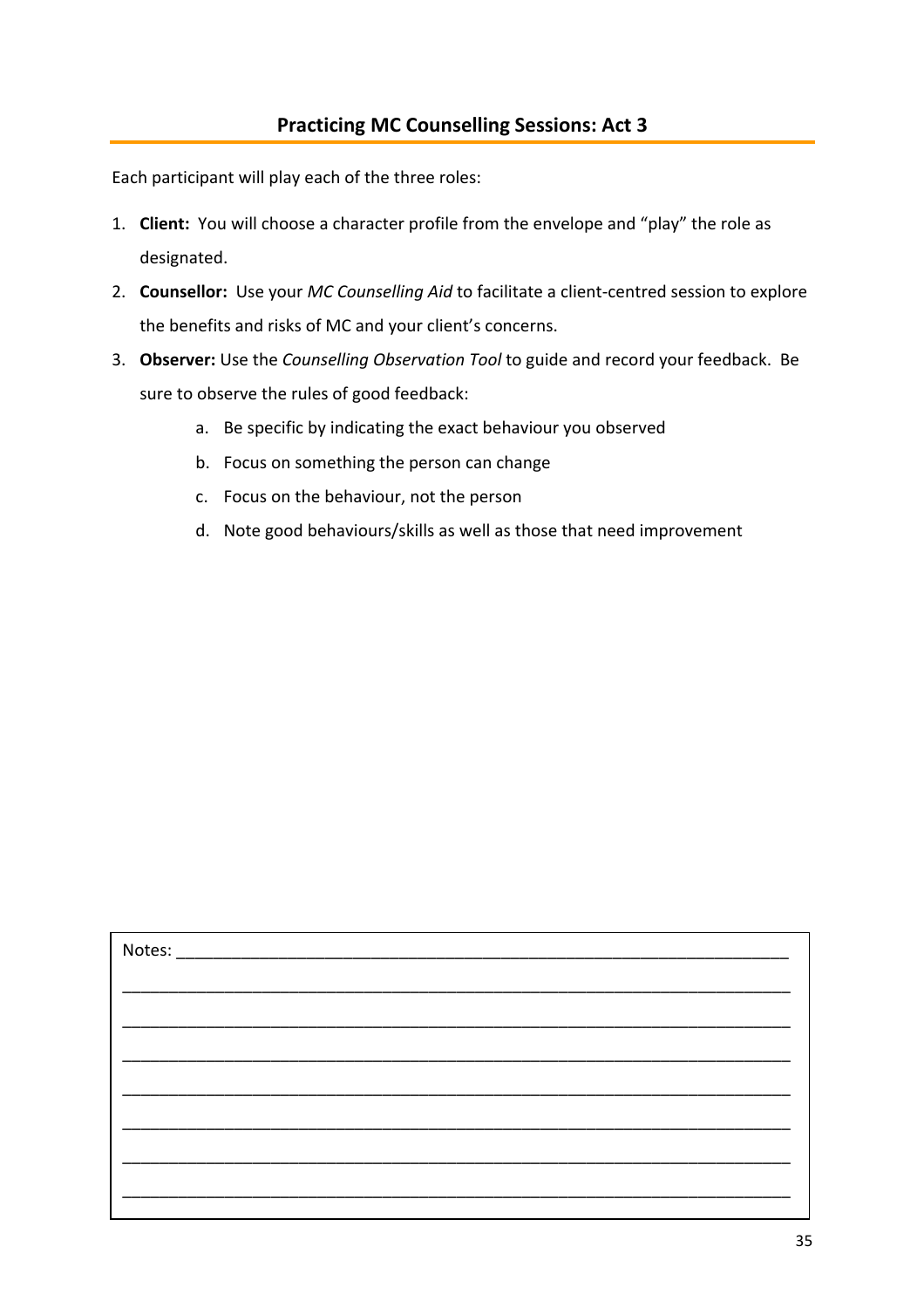## Practicing MC Counselling Sessions: Act 3

Each participant will play each of the three roles:

1. **Client:** You will choose a character profile from the envelope and "play" the role as designated.
2. **Counsellor:** Use your *MC Counselling Aid* to facilitate a client-centred session to explore the benefits and risks of MC and your client's concerns.
3. **Observer:** Use the *Counselling Observation Tool* to guide and record your feedback. Be sure to observe the rules of good feedback:
    a. Be specific by indicating the exact behaviour you observed
    b. Focus on something the person can change
    c. Focus on the behaviour, not the person
    d. Note good behaviours/skills as well as those that need improvement

Notes: ______________________________________________________________________

______________________________________________________________________________

______________________________________________________________________________

______________________________________________________________________________

______________________________________________________________________________

______________________________________________________________________________

______________________________________________________________________________

______________________________________________________________________________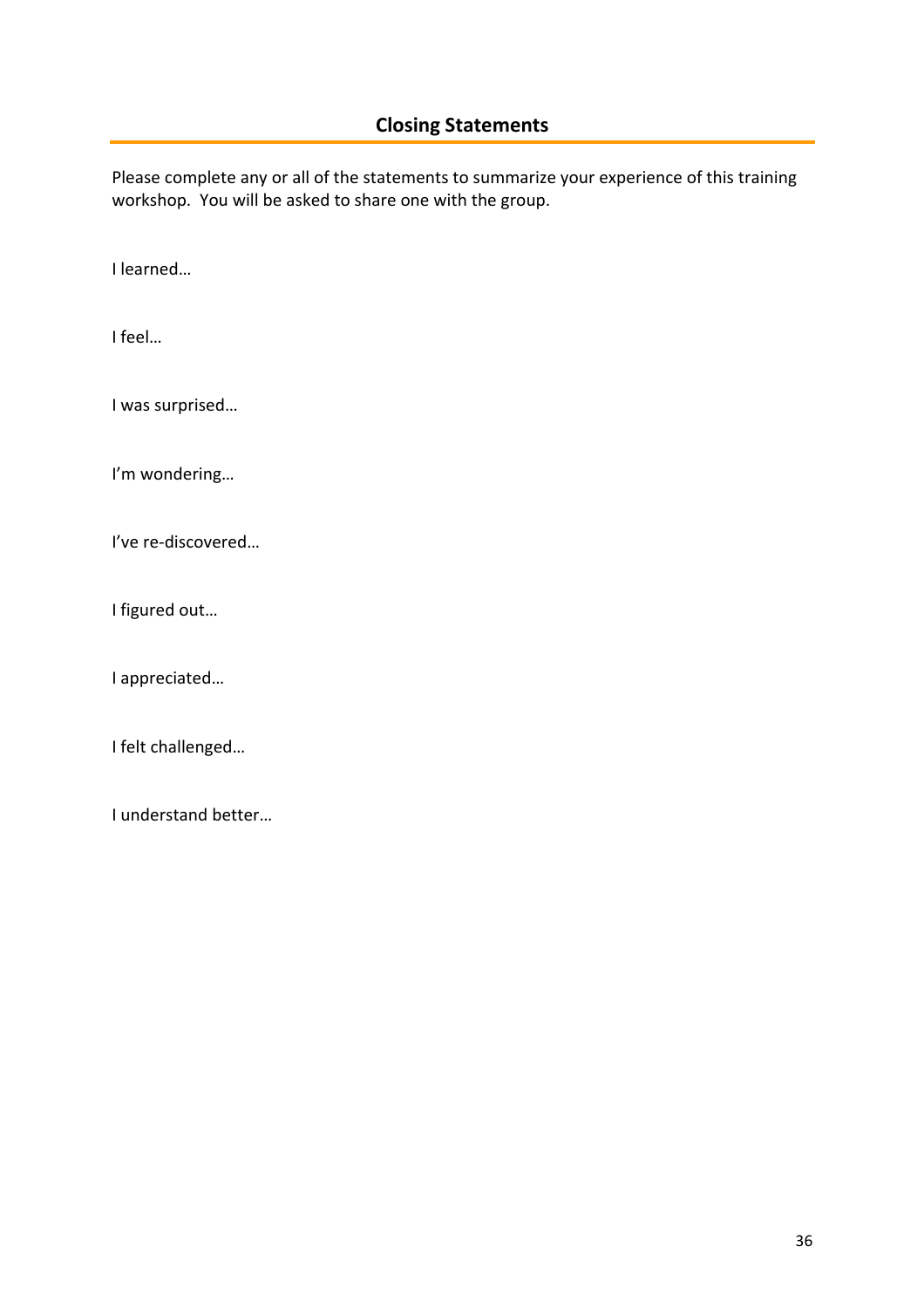## Closing Statements

Please complete any or all of the statements to summarize your experience of this training workshop. You will be asked to share one with the group.

I learned…

I feel…

I was surprised…

I'm wondering…

I've re-discovered…

I figured out…

I appreciated…

I felt challenged…

I understand better…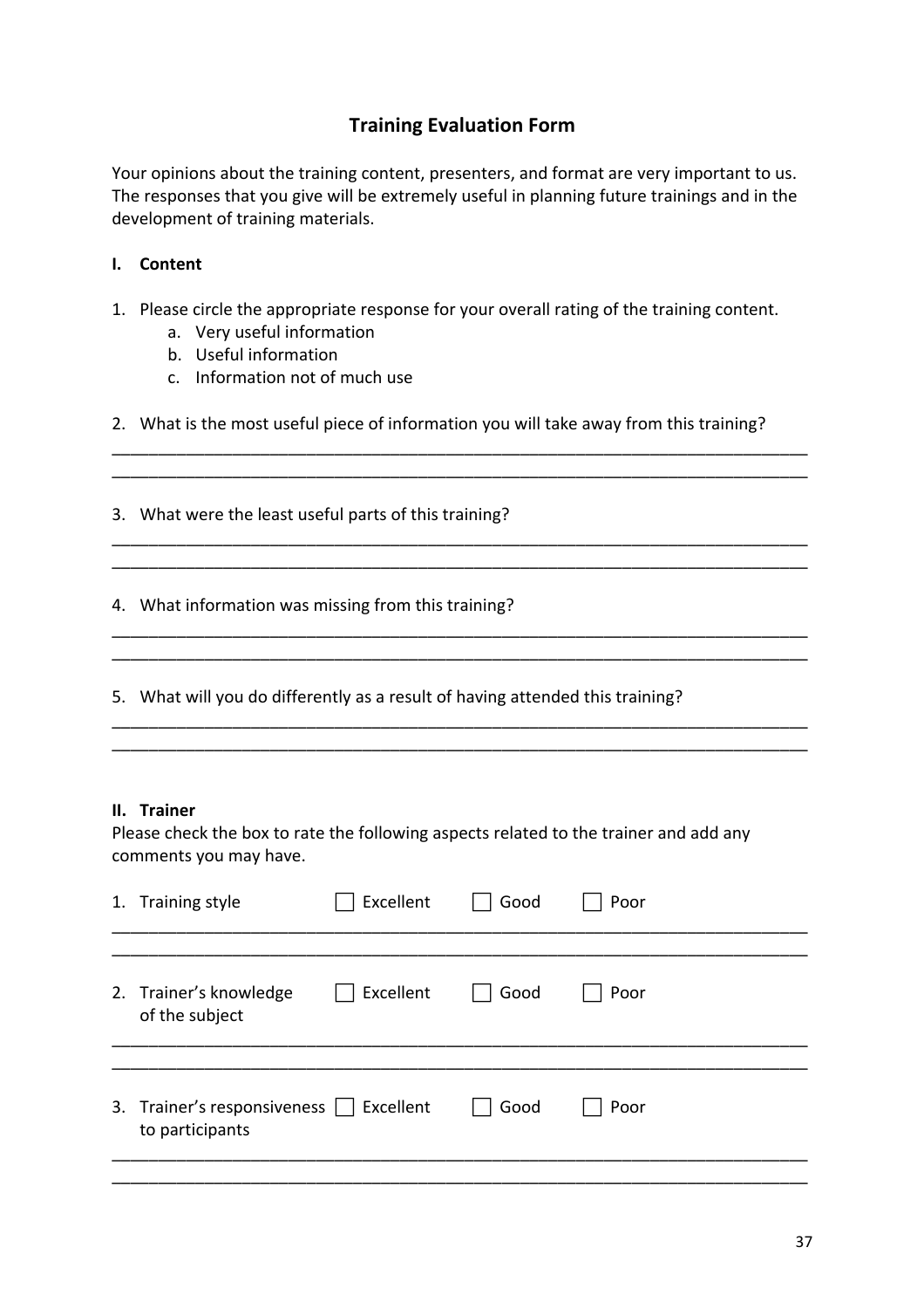## Training Evaluation Form

Your opinions about the training content, presenters, and format are very important to us. The responses that you give will be extremely useful in planning future trainings and in the development of training materials.

### I. Content

1. Please circle the appropriate response for your overall rating of the training content.
   a. Very useful information
   b. Useful information
   c. Information not of much use

2. What is the most useful piece of information you will take away from this training?

___________________________________________________________________________
___________________________________________________________________________

3. What were the least useful parts of this training?

___________________________________________________________________________
___________________________________________________________________________

4. What information was missing from this training?

___________________________________________________________________________
___________________________________________________________________________

5. What will you do differently as a result of having attended this training?

___________________________________________________________________________
___________________________________________________________________________

### II. Trainer

Please check the box to rate the following aspects related to the trainer and add any comments you may have.

1. Training style ☐ Excellent ☐ Good ☐ Poor

___________________________________________________________________________
___________________________________________________________________________

2. Trainer's knowledge of the subject ☐ Excellent ☐ Good ☐ Poor

___________________________________________________________________________
___________________________________________________________________________

3. Trainer's responsiveness to participants ☐ Excellent ☐ Good ☐ Poor

___________________________________________________________________________
___________________________________________________________________________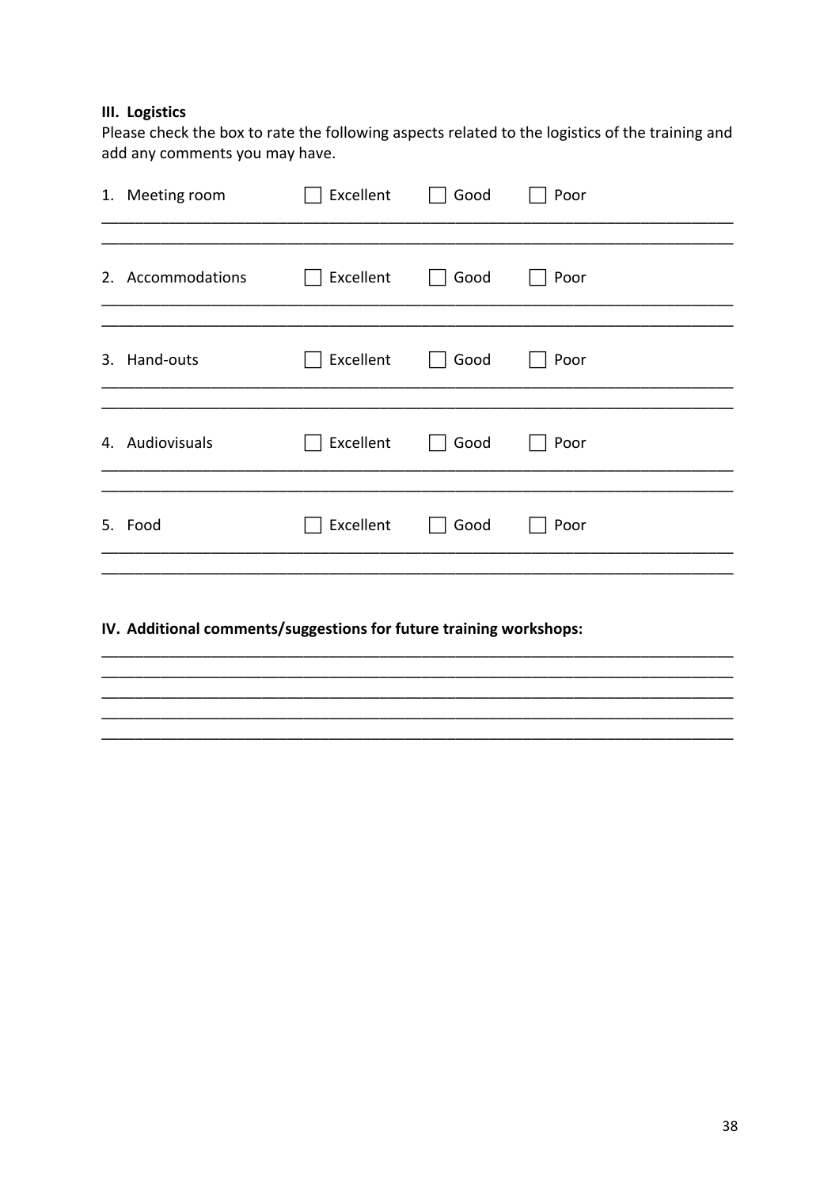### III. Logistics

Please check the box to rate the following aspects related to the logistics of the training and add any comments you may have.

1. Meeting room ☐ Excellent ☐ Good ☐ Poor

______________________________________________________________________________
______________________________________________________________________________

2. Accommodations ☐ Excellent ☐ Good ☐ Poor

______________________________________________________________________________
______________________________________________________________________________

3. Hand-outs ☐ Excellent ☐ Good ☐ Poor

______________________________________________________________________________
______________________________________________________________________________

4. Audiovisuals ☐ Excellent ☐ Good ☐ Poor

______________________________________________________________________________
______________________________________________________________________________

5. Food ☐ Excellent ☐ Good ☐ Poor

______________________________________________________________________________
______________________________________________________________________________

### IV. Additional comments/suggestions for future training workshops:

______________________________________________________________________________
______________________________________________________________________________
______________________________________________________________________________
______________________________________________________________________________
______________________________________________________________________________